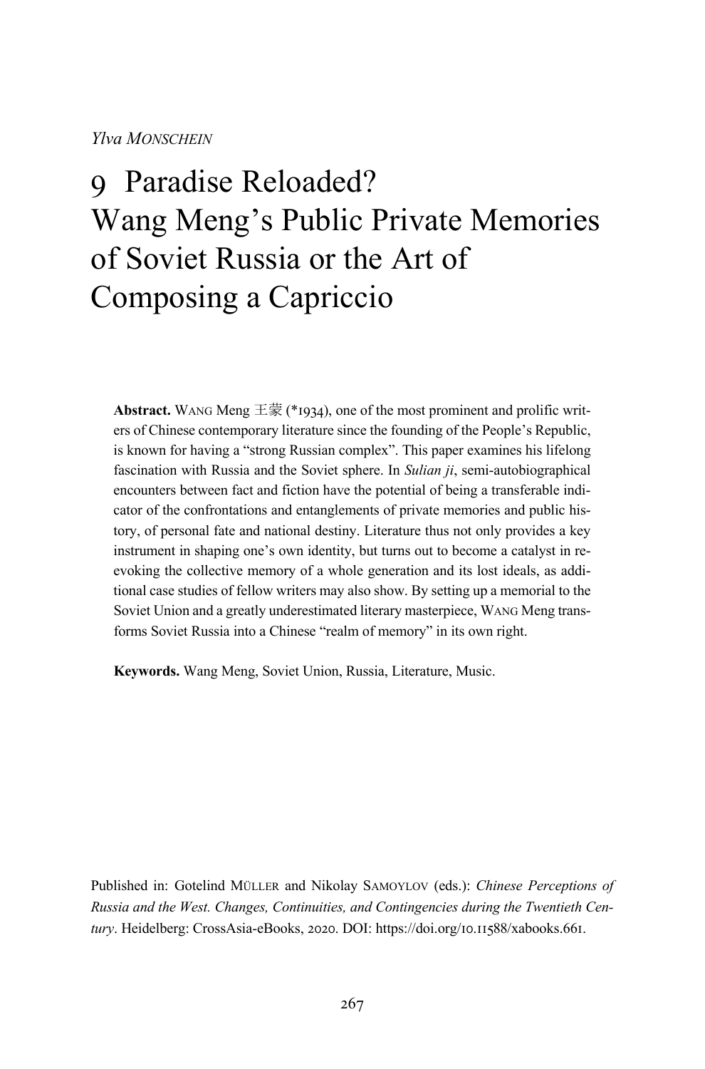*Ylva MONSCHEIN*

# 9 Paradise Reloaded? Wang Meng's Public Private Memories of Soviet Russia or the Art of Composing a Capriccio

**Abstract.** WANG Meng 王蒙 (*1934), one of the most prominent and prolific writers of Chinese contemporary literature since the founding of the People's Republic, is known for having a "strong Russian complex". This paper examines his lifelong fascination with Russia and the Soviet sphere. In *Sulian ji*, semi-autobiographical encounters between fact and fiction have the potential of being a transferable indicator of the confrontations and entanglements of private memories and public history, of personal fate and national destiny. Literature thus not only provides a key instrument in shaping one's own identity, but turns out to become a catalyst in re-evoking the collective memory of a whole generation and its lost ideals, as additional case studies of fellow writers may also show. By setting up a memorial to the Soviet Union and a greatly underestimated literary masterpiece, WANG Meng transforms Soviet Russia into a Chinese "realm of memory" in its own right.

**Keywords.** Wang Meng, Soviet Union, Russia, Literature, Music.

Published in: Gotelind MÜLLER and Nikolay SAMOYLOV (eds.): *Chinese Perceptions of Russia and the West. Changes, Continuities, and Contingencies during the Twentieth Century*. Heidelberg: CrossAsia-eBooks, 2020. DOI: https://doi.org/10.11588/xabooks.661.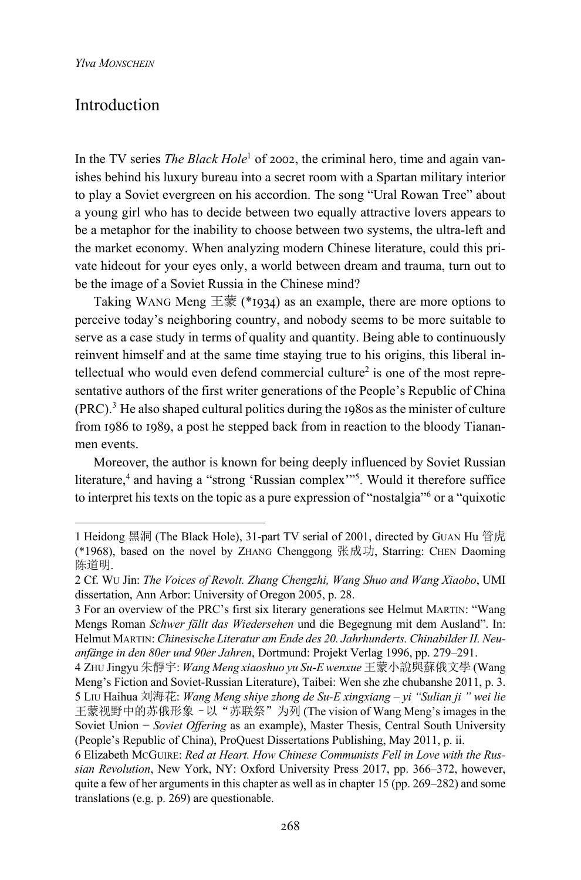## Introduction

In the TV series *The Black Hole*[1] of 2002, the criminal hero, time and again vanishes behind his luxury bureau into a secret room with a Spartan military interior to play a Soviet evergreen on his accordion. The song "Ural Rowan Tree" about a young girl who has to decide between two equally attractive lovers appears to be a metaphor for the inability to choose between two systems, the ultra-left and the market economy. When analyzing modern Chinese literature, could this private hideout for your eyes only, a world between dream and trauma, turn out to be the image of a Soviet Russia in the Chinese mind?

Taking WANG Meng 王蒙 (*1934) as an example, there are more options to perceive today's neighboring country, and nobody seems to be more suitable to serve as a case study in terms of quality and quantity. Being able to continuously reinvent himself and at the same time staying true to his origins, this liberal intellectual who would even defend commercial culture[2] is one of the most representative authors of the first writer generations of the People's Republic of China (PRC).[3] He also shaped cultural politics during the 1980s as the minister of culture from 1986 to 1989, a post he stepped back from in reaction to the bloody Tiananmen events.

Moreover, the author is known for being deeply influenced by Soviet Russian literature,[4] and having a "strong 'Russian complex'"[5]. Would it therefore suffice to interpret his texts on the topic as a pure expression of "nostalgia"[6] or a "quixotic

---

1 Heidong 黑洞 (The Black Hole), 31-part TV serial of 2001, directed by GUAN Hu 管虎 (*1968), based on the novel by ZHANG Chenggong 张成功, Starring: CHEN Daoming 陈道明.

2 Cf. WU Jin: *The Voices of Revolt. Zhang Chengzhi, Wang Shuo and Wang Xiaobo*, UMI dissertation, Ann Arbor: University of Oregon 2005, p. 28.

3 For an overview of the PRC's first six literary generations see Helmut MARTIN: "Wang Mengs Roman *Schwer fällt das Wiedersehen* und die Begegnung mit dem Ausland". In: Helmut MARTIN: *Chinesische Literatur am Ende des 20. Jahrhunderts. Chinabilder II. Neuanfänge in den 80er und 90er Jahren*, Dortmund: Projekt Verlag 1996, pp. 279–291.

4 ZHU Jingyu 朱靜宇: *Wang Meng xiaoshuo yu Su-E wenxue* 王蒙小說與蘇俄文學 (Wang Meng's Fiction and Soviet-Russian Literature), Taibei: Wen she zhe chubanshe 2011, p. 3.

5 LIU Haihua 刘海花: *Wang Meng shiye zhong de Su-E xingxiang – yi "Sulian ji" wei lie* 王蒙视野中的苏俄形象 –以"苏联祭"为列 (The vision of Wang Meng's images in the Soviet Union − *Soviet Offering* as an example), Master Thesis, Central South University (People's Republic of China), ProQuest Dissertations Publishing, May 2011, p. ii.

6 Elizabeth MCGUIRE: *Red at Heart. How Chinese Communists Fell in Love with the Russian Revolution*, New York, NY: Oxford University Press 2017, pp. 366–372, however, quite a few of her arguments in this chapter as well as in chapter 15 (pp. 269–282) and some translations (e.g. p. 269) are questionable.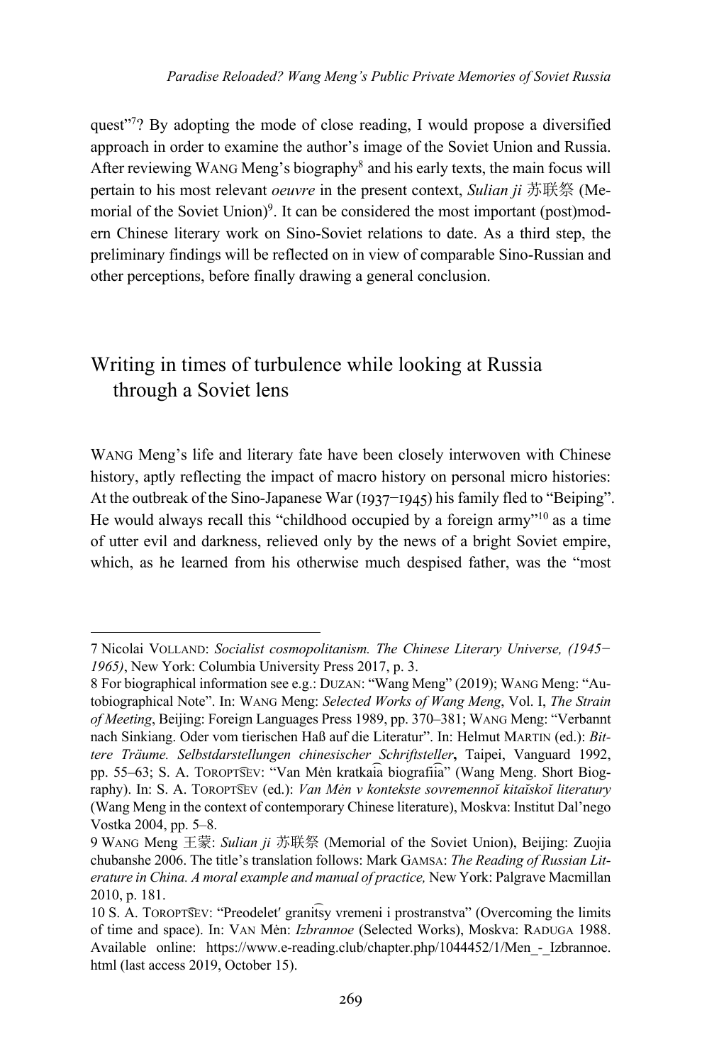quest"[7]? By adopting the mode of close reading, I would propose a diversified approach in order to examine the author's image of the Soviet Union and Russia. After reviewing WANG Meng's biography[8] and his early texts, the main focus will pertain to his most relevant *oeuvre* in the present context, *Sulian ji* 苏联祭 (Memorial of the Soviet Union)[9]. It can be considered the most important (post)modern Chinese literary work on Sino-Soviet relations to date. As a third step, the preliminary findings will be reflected on in view of comparable Sino-Russian and other perceptions, before finally drawing a general conclusion.

## Writing in times of turbulence while looking at Russia through a Soviet lens

WANG Meng's life and literary fate have been closely interwoven with Chinese history, aptly reflecting the impact of macro history on personal micro histories: At the outbreak of the Sino-Japanese War (1937–1945) his family fled to "Beiping". He would always recall this "childhood occupied by a foreign army"[10] as a time of utter evil and darkness, relieved only by the news of a bright Soviet empire, which, as he learned from his otherwise much despised father, was the "most

---

7 Nicolai VOLLAND: *Socialist cosmopolitanism. The Chinese Literary Universe, (1945–1965)*, New York: Columbia University Press 2017, p. 3.

8 For biographical information see e.g.: DUZAN: "Wang Meng" (2019); WANG Meng: "Autobiographical Note". In: WANG Meng: *Selected Works of Wang Meng*, Vol. I, *The Strain of Meeting*, Beijing: Foreign Languages Press 1989, pp. 370–381; WANG Meng: "Verbannt nach Sinkiang. Oder vom tierischen Haß auf die Literatur". In: Helmut MARTIN (ed.): *Bittere Träume. Selbstdarstellungen chinesischer Schriftsteller*, Taipei, Vanguard 1992, pp. 55–63; S. A. TOROPT͡SEV: "Van Mėn kratkai͡a biografii͡a" (Wang Meng. Short Biography). In: S. A. TOROPT͡SEV (ed.): *Van Mėn v kontekste sovremennoĭ kitaĭskoĭ literatury* (Wang Meng in the context of contemporary Chinese literature), Moskva: Institut Dal'nego Vostka 2004, pp. 5–8.

9 WANG Meng 王蒙: *Sulian ji* 苏联祭 (Memorial of the Soviet Union), Beijing: Zuojia chubanshe 2006. The title's translation follows: Mark GAMSA: *The Reading of Russian Literature in China. A moral example and manual of practice,* New York: Palgrave Macmillan 2010, p. 181.

10 S. A. TOROPT͡SEV: "Preodelet′ grani͡tsy vremeni i prostranstva" (Overcoming the limits of time and space). In: VAN Mėn: *Izbrannoe* (Selected Works), Moskva: RADUGA 1988. Available online: https://www.e-reading.club/chapter.php/1044452/1/Men_-_Izbrannoe.html (last access 2019, October 15).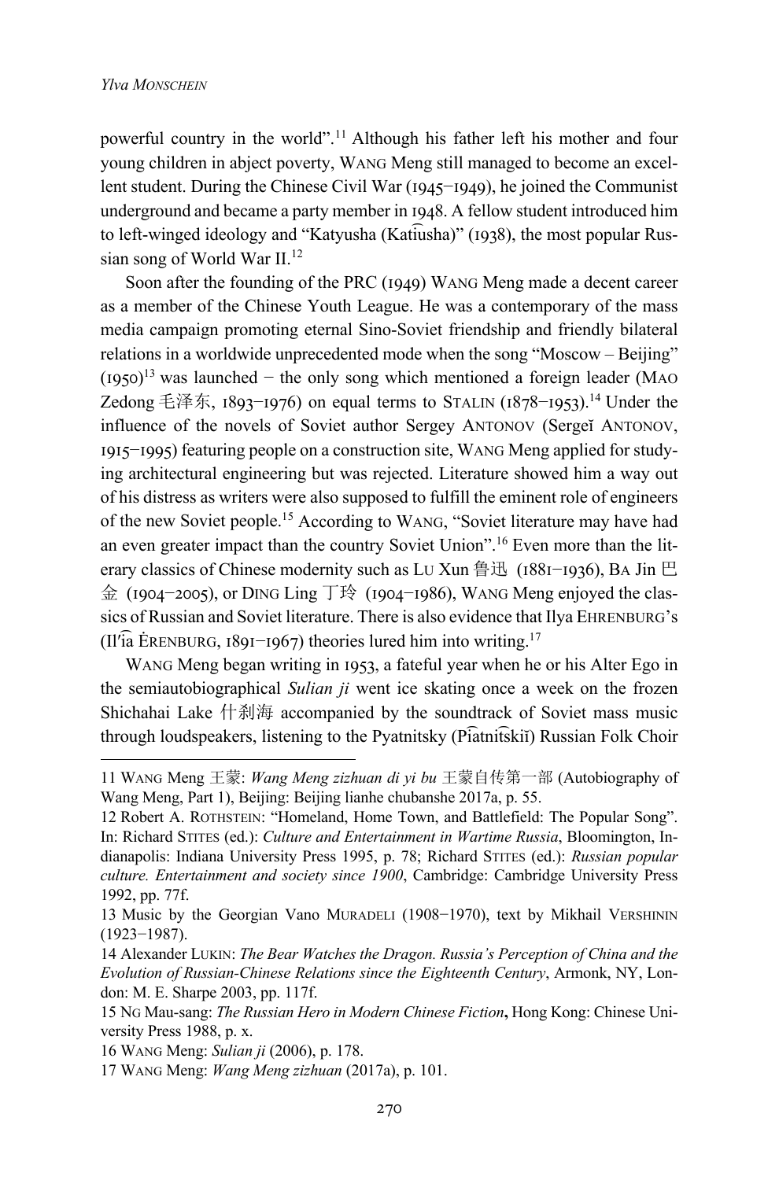powerful country in the world".[11] Although his father left his mother and four young children in abject poverty, WANG Meng still managed to become an excellent student. During the Chinese Civil War (1945–1949), he joined the Communist underground and became a party member in 1948. A fellow student introduced him to left-winged ideology and "Katyusha (Kati͡usha)" (1938), the most popular Russian song of World War II.[12]

Soon after the founding of the PRC (1949) WANG Meng made a decent career as a member of the Chinese Youth League. He was a contemporary of the mass media campaign promoting eternal Sino-Soviet friendship and friendly bilateral relations in a worldwide unprecedented mode when the song "Moscow – Beijing" (1950)[13] was launched − the only song which mentioned a foreign leader (MAO Zedong 毛泽东, 1893–1976) on equal terms to STALIN (1878–1953).[14] Under the influence of the novels of Soviet author Sergey ANTONOV (Sergeĭ ANTONOV, 1915–1995) featuring people on a construction site, WANG Meng applied for studying architectural engineering but was rejected. Literature showed him a way out of his distress as writers were also supposed to fulfill the eminent role of engineers of the new Soviet people.[15] According to WANG, "Soviet literature may have had an even greater impact than the country Soviet Union".[16] Even more than the literary classics of Chinese modernity such as LU Xun 鲁迅 (1881–1936), BA Jin 巴金 (1904–2005), or DING Ling 丁玲 (1904–1986), WANG Meng enjoyed the classics of Russian and Soviet literature. There is also evidence that Ilya EHRENBURG's (Il′i͡a ĖRENBURG, 1891–1967) theories lured him into writing.[17]

WANG Meng began writing in 1953, a fateful year when he or his Alter Ego in the semiautobiographical *Sulian ji* went ice skating once a week on the frozen Shichahai Lake 什刹海 accompanied by the soundtrack of Soviet mass music through loudspeakers, listening to the Pyatnitsky (Pi͡atnit͡skiĭ) Russian Folk Choir

---

11 WANG Meng 王蒙: *Wang Meng zizhuan di yi bu* 王蒙自传第一部 (Autobiography of Wang Meng, Part 1), Beijing: Beijing lianhe chubanshe 2017a, p. 55.

12 Robert A. ROTHSTEIN: "Homeland, Home Town, and Battlefield: The Popular Song". In: Richard STITES (ed.): *Culture and Entertainment in Wartime Russia*, Bloomington, Indianapolis: Indiana University Press 1995, p. 78; Richard STITES (ed.): *Russian popular culture. Entertainment and society since 1900*, Cambridge: Cambridge University Press 1992, pp. 77f.

13 Music by the Georgian Vano MURADELI (1908−1970), text by Mikhail VERSHININ (1923−1987).

14 Alexander LUKIN: *The Bear Watches the Dragon. Russia's Perception of China and the Evolution of Russian-Chinese Relations since the Eighteenth Century*, Armonk, NY, London: M. E. Sharpe 2003, pp. 117f.

15 NG Mau-sang: *The Russian Hero in Modern Chinese Fiction*, Hong Kong: Chinese University Press 1988, p. x.

16 WANG Meng: *Sulian ji* (2006), p. 178.

17 WANG Meng: *Wang Meng zizhuan* (2017a), p. 101.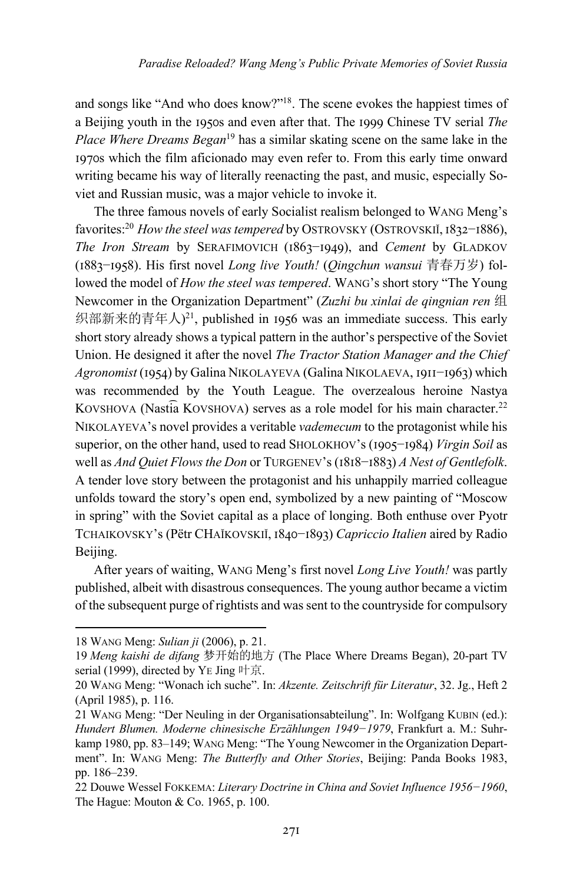and songs like "And who does know?"[18]. The scene evokes the happiest times of a Beijing youth in the 1950s and even after that. The 1999 Chinese TV serial *The Place Where Dreams Began*[19] has a similar skating scene on the same lake in the 1970s which the film aficionado may even refer to. From this early time onward writing became his way of literally reenacting the past, and music, especially Soviet and Russian music, was a major vehicle to invoke it.

The three famous novels of early Socialist realism belonged to WANG Meng's favorites:[20] *How the steel was tempered* by OSTROVSKY (OSTROVSKIĬ, 1832–1886), *The Iron Stream* by SERAFIMOVICH (1863–1949), and *Cement* by GLADKOV (1883–1958). His first novel *Long live Youth!* (*Qingchun wansui* 青春万岁) followed the model of *How the steel was tempered*. WANG's short story "The Young Newcomer in the Organization Department" (*Zuzhi bu xinlai de qingnian ren* 组织部新来的青年人)[21], published in 1956 was an immediate success. This early short story already shows a typical pattern in the author's perspective of the Soviet Union. He designed it after the novel *The Tractor Station Manager and the Chief Agronomist* (1954) by Galina NIKOLAYEVA (Galina NIKOLAEVA, 1911–1963) which was recommended by the Youth League. The overzealous heroine Nastya KOVSHOVA (Nast͡ia KOVSHOVA) serves as a role model for his main character.[22] NIKOLAYEVA's novel provides a veritable *vademecum* to the protagonist while his superior, on the other hand, used to read SHOLOKHOV's (1905–1984) *Virgin Soil* as well as *And Quiet Flows the Don* or TURGENEV's (1818–1883) *A Nest of Gentlefolk*. A tender love story between the protagonist and his unhappily married colleague unfolds toward the story's open end, symbolized by a new painting of "Moscow in spring" with the Soviet capital as a place of longing. Both enthuse over Pyotr TCHAIKOVSKY's (Pëtr CHAĬKOVSKIĬ, 1840–1893) *Capriccio Italien* aired by Radio Beijing.

After years of waiting, WANG Meng's first novel *Long Live Youth!* was partly published, albeit with disastrous consequences. The young author became a victim of the subsequent purge of rightists and was sent to the countryside for compulsory

---

18 WANG Meng: *Sulian ji* (2006), p. 21.

19 *Meng kaishi de difang* 梦开始的地方 (The Place Where Dreams Began), 20-part TV serial (1999), directed by YE Jing 叶京.

20 WANG Meng: "Wonach ich suche". In: *Akzente. Zeitschrift für Literatur*, 32. Jg., Heft 2 (April 1985), p. 116.

21 WANG Meng: "Der Neuling in der Organisationsabteilung". In: Wolfgang KUBIN (ed.): *Hundert Blumen. Moderne chinesische Erzählungen 1949–1979*, Frankfurt a. M.: Suhrkamp 1980, pp. 83–149; WANG Meng: "The Young Newcomer in the Organization Department". In: WANG Meng: *The Butterfly and Other Stories*, Beijing: Panda Books 1983, pp. 186–239.

22 Douwe Wessel FOKKEMA: *Literary Doctrine in China and Soviet Influence 1956–1960*, The Hague: Mouton & Co. 1965, p. 100.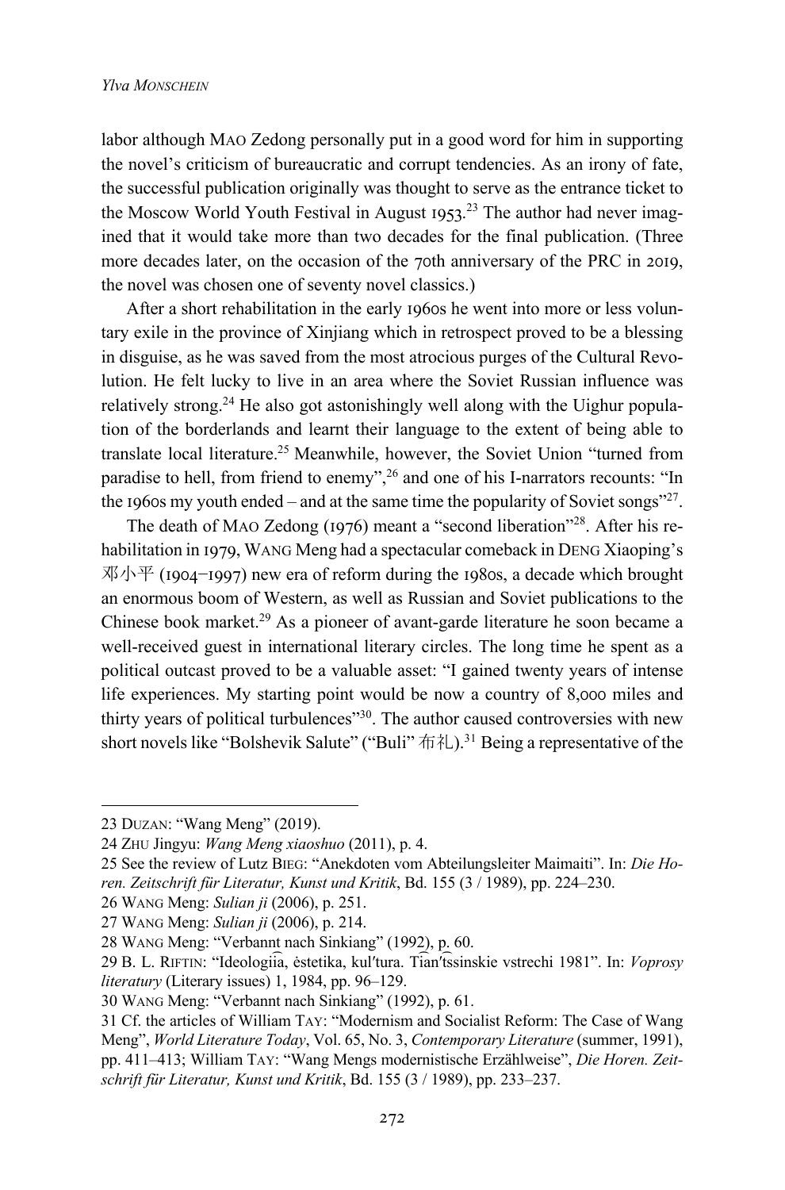labor although MAO Zedong personally put in a good word for him in supporting the novel's criticism of bureaucratic and corrupt tendencies. As an irony of fate, the successful publication originally was thought to serve as the entrance ticket to the Moscow World Youth Festival in August 1953.[23] The author had never imagined that it would take more than two decades for the final publication. (Three more decades later, on the occasion of the 70th anniversary of the PRC in 2019, the novel was chosen one of seventy novel classics.)

After a short rehabilitation in the early 1960s he went into more or less voluntary exile in the province of Xinjiang which in retrospect proved to be a blessing in disguise, as he was saved from the most atrocious purges of the Cultural Revolution. He felt lucky to live in an area where the Soviet Russian influence was relatively strong.[24] He also got astonishingly well along with the Uighur population of the borderlands and learnt their language to the extent of being able to translate local literature.[25] Meanwhile, however, the Soviet Union "turned from paradise to hell, from friend to enemy",[26] and one of his I-narrators recounts: "In the 1960s my youth ended – and at the same time the popularity of Soviet songs"[27].

The death of MAO Zedong (1976) meant a "second liberation"[28]. After his rehabilitation in 1979, WANG Meng had a spectacular comeback in DENG Xiaoping's 邓小平 (1904–1997) new era of reform during the 1980s, a decade which brought an enormous boom of Western, as well as Russian and Soviet publications to the Chinese book market.[29] As a pioneer of avant-garde literature he soon became a well-received guest in international literary circles. The long time he spent as a political outcast proved to be a valuable asset: "I gained twenty years of intense life experiences. My starting point would be now a country of 8,000 miles and thirty years of political turbulences"[30]. The author caused controversies with new short novels like "Bolshevik Salute" ("Buli" 布礼).[31] Being a representative of the

---

23 DUZAN: "Wang Meng" (2019).

24 ZHU Jingyu: *Wang Meng xiaoshuo* (2011), p. 4.

25 See the review of Lutz BIEG: "Anekdoten vom Abteilungsleiter Maimaiti". In: *Die Horen. Zeitschrift für Literatur, Kunst und Kritik*, Bd. 155 (3 / 1989), pp. 224–230.

26 WANG Meng: *Sulian ji* (2006), p. 251.

27 WANG Meng: *Sulian ji* (2006), p. 214.

28 WANG Meng: "Verbannt nach Sinkiang" (1992), p. 60.

29 B. L. RIFTIN: "Ideologii͡a, ėstetika, kul′tura. T͡ian′t͡ssinskie vstrechi 1981". In: *Voprosy literatury* (Literary issues) 1, 1984, pp. 96–129.

30 WANG Meng: "Verbannt nach Sinkiang" (1992), p. 61.

31 Cf. the articles of William TAY: "Modernism and Socialist Reform: The Case of Wang Meng", *World Literature Today*, Vol. 65, No. 3, *Contemporary Literature* (summer, 1991), pp. 411–413; William TAY: "Wang Mengs modernistische Erzählweise", *Die Horen. Zeitschrift für Literatur, Kunst und Kritik*, Bd. 155 (3 / 1989), pp. 233–237.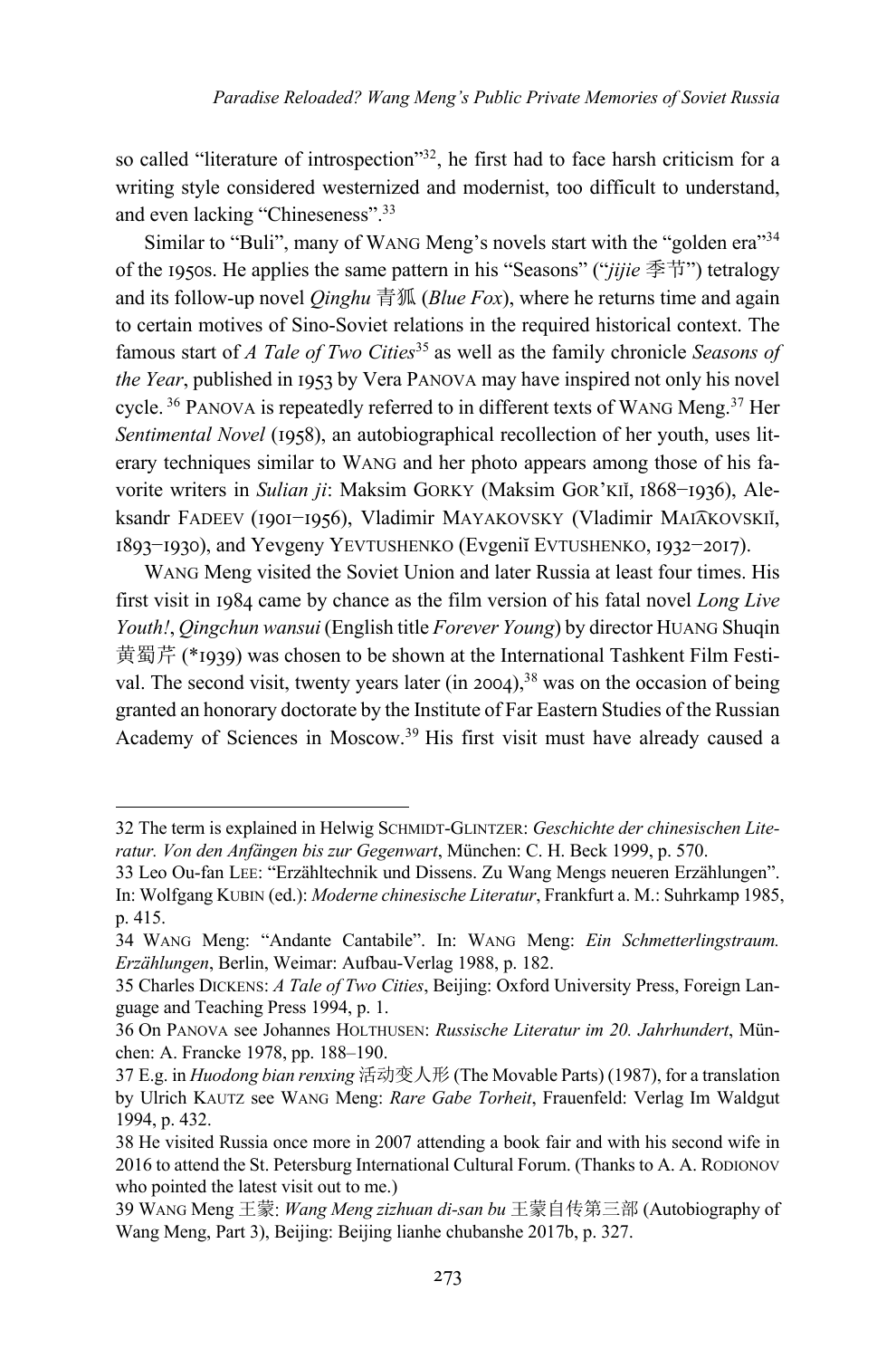so called "literature of introspection"[32], he first had to face harsh criticism for a writing style considered westernized and modernist, too difficult to understand, and even lacking "Chineseness".[33]

Similar to "Buli", many of WANG Meng's novels start with the "golden era"[34] of the 1950s. He applies the same pattern in his "Seasons" ("*jijie* 季节") tetralogy and its follow-up novel *Qinghu* 青狐 (*Blue Fox*), where he returns time and again to certain motives of Sino-Soviet relations in the required historical context. The famous start of *A Tale of Two Cities*[35] as well as the family chronicle *Seasons of the Year*, published in 1953 by Vera PANOVA may have inspired not only his novel cycle.[36] PANOVA is repeatedly referred to in different texts of WANG Meng.[37] Her *Sentimental Novel* (1958), an autobiographical recollection of her youth, uses literary techniques similar to WANG and her photo appears among those of his favorite writers in *Sulian ji*: Maksim GORKY (Maksim GOR'KIĬ, 1868–1936), Aleksandr FADEEV (1901–1956), Vladimir MAYAKOVSKY (Vladimir MAIA͡KOVSKIĬ, 1893–1930), and Yevgeny YEVTUSHENKO (Evgeniĭ EVTUSHENKO, 1932–2017).

WANG Meng visited the Soviet Union and later Russia at least four times. His first visit in 1984 came by chance as the film version of his fatal novel *Long Live Youth!*, *Qingchun wansui* (English title *Forever Young*) by director HUANG Shuqin 黄蜀芹 (*1939) was chosen to be shown at the International Tashkent Film Festival. The second visit, twenty years later (in 2004),[38] was on the occasion of being granted an honorary doctorate by the Institute of Far Eastern Studies of the Russian Academy of Sciences in Moscow.[39] His first visit must have already caused a

---

32 The term is explained in Helwig SCHMIDT-GLINTZER: *Geschichte der chinesischen Literatur. Von den Anfängen bis zur Gegenwart*, München: C. H. Beck 1999, p. 570.

33 Leo Ou-fan LEE: "Erzähltechnik und Dissens. Zu Wang Mengs neueren Erzählungen". In: Wolfgang KUBIN (ed.): *Moderne chinesische Literatur*, Frankfurt a. M.: Suhrkamp 1985, p. 415.

34 WANG Meng: "Andante Cantabile". In: WANG Meng: *Ein Schmetterlingstraum. Erzählungen*, Berlin, Weimar: Aufbau-Verlag 1988, p. 182.

35 Charles DICKENS: *A Tale of Two Cities*, Beijing: Oxford University Press, Foreign Language and Teaching Press 1994, p. 1.

36 On PANOVA see Johannes HOLTHUSEN: *Russische Literatur im 20. Jahrhundert*, München: A. Francke 1978, pp. 188–190.

37 E.g. in *Huodong bian renxing* 活动变人形 (The Movable Parts) (1987), for a translation by Ulrich KAUTZ see WANG Meng: *Rare Gabe Torheit*, Frauenfeld: Verlag Im Waldgut 1994, p. 432.

38 He visited Russia once more in 2007 attending a book fair and with his second wife in 2016 to attend the St. Petersburg International Cultural Forum. (Thanks to A. A. RODIONOV who pointed the latest visit out to me.)

39 WANG Meng 王蒙: *Wang Meng zizhuan di-san bu* 王蒙自传第三部 (Autobiography of Wang Meng, Part 3), Beijing: Beijing lianhe chubanshe 2017b, p. 327.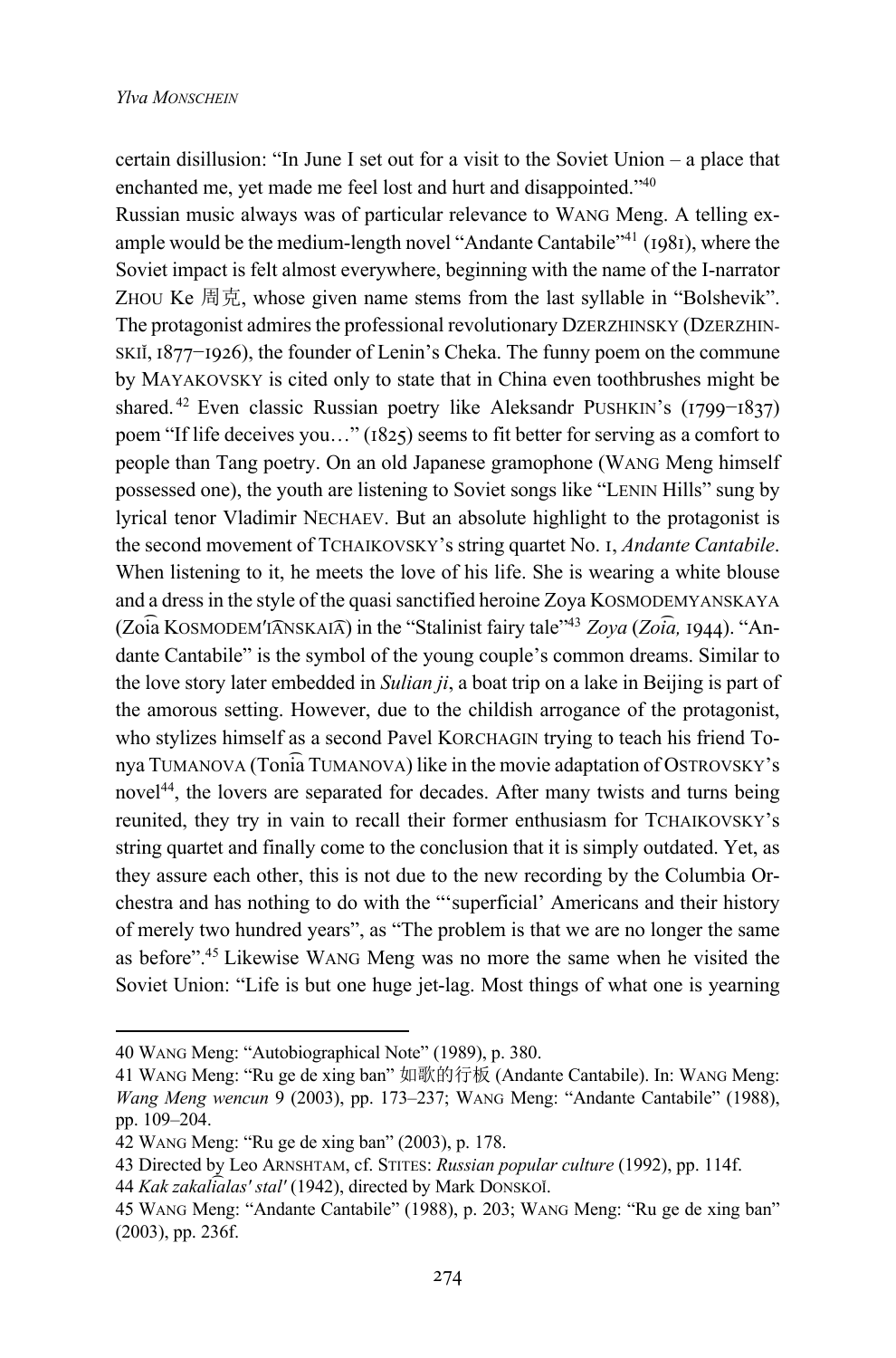certain disillusion: "In June I set out for a visit to the Soviet Union – a place that enchanted me, yet made me feel lost and hurt and disappointed."[40]

Russian music always was of particular relevance to WANG Meng. A telling example would be the medium-length novel "Andante Cantabile"[41] (1981), where the Soviet impact is felt almost everywhere, beginning with the name of the I-narrator ZHOU Ke 周克, whose given name stems from the last syllable in "Bolshevik". The protagonist admires the professional revolutionary DZERZHINSKY (DZERZHINSKIĬ, 1877–1926), the founder of Lenin's Cheka. The funny poem on the commune by MAYAKOVSKY is cited only to state that in China even toothbrushes might be shared.[42] Even classic Russian poetry like Aleksandr PUSHKIN's (1799–1837) poem "If life deceives you…" (1825) seems to fit better for serving as a comfort to people than Tang poetry. On an old Japanese gramophone (WANG Meng himself possessed one), the youth are listening to Soviet songs like "LENIN Hills" sung by lyrical tenor Vladimir NECHAEV. But an absolute highlight to the protagonist is the second movement of TCHAIKOVSKY's string quartet No. 1, *Andante Cantabile*. When listening to it, he meets the love of his life. She is wearing a white blouse and a dress in the style of the quasi sanctified heroine Zoya KOSMODEMYANSKAYA (Zoi͡a KOSMODEM'I͡ANSKAI͡A) in the "Stalinist fairy tale"[43] *Zoya* (*Zoi͡a,* 1944). "Andante Cantabile" is the symbol of the young couple's common dreams. Similar to the love story later embedded in *Sulian ji*, a boat trip on a lake in Beijing is part of the amorous setting. However, due to the childish arrogance of the protagonist, who stylizes himself as a second Pavel KORCHAGIN trying to teach his friend Tonya TUMANOVA (Toni͡a TUMANOVA) like in the movie adaptation of OSTROVSKY's novel[44], the lovers are separated for decades. After many twists and turns being reunited, they try in vain to recall their former enthusiasm for TCHAIKOVSKY's string quartet and finally come to the conclusion that it is simply outdated. Yet, as they assure each other, this is not due to the new recording by the Columbia Orchestra and has nothing to do with the "'superficial' Americans and their history of merely two hundred years", as "The problem is that we are no longer the same as before".[45] Likewise WANG Meng was no more the same when he visited the Soviet Union: "Life is but one huge jet-lag. Most things of what one is yearning

---

40 WANG Meng: "Autobiographical Note" (1989), p. 380.

41 WANG Meng: "Ru ge de xing ban" 如歌的行板 (Andante Cantabile). In: WANG Meng: *Wang Meng wencun* 9 (2003), pp. 173–237; WANG Meng: "Andante Cantabile" (1988), pp. 109–204.

42 WANG Meng: "Ru ge de xing ban" (2003), p. 178.

43 Directed by Leo ARNSHTAM, cf. STITES: *Russian popular culture* (1992), pp. 114f.

44 *Kak zakali͡alas' stal'* (1942), directed by Mark DONSKOĬ.

45 WANG Meng: "Andante Cantabile" (1988), p. 203; WANG Meng: "Ru ge de xing ban" (2003), pp. 236f.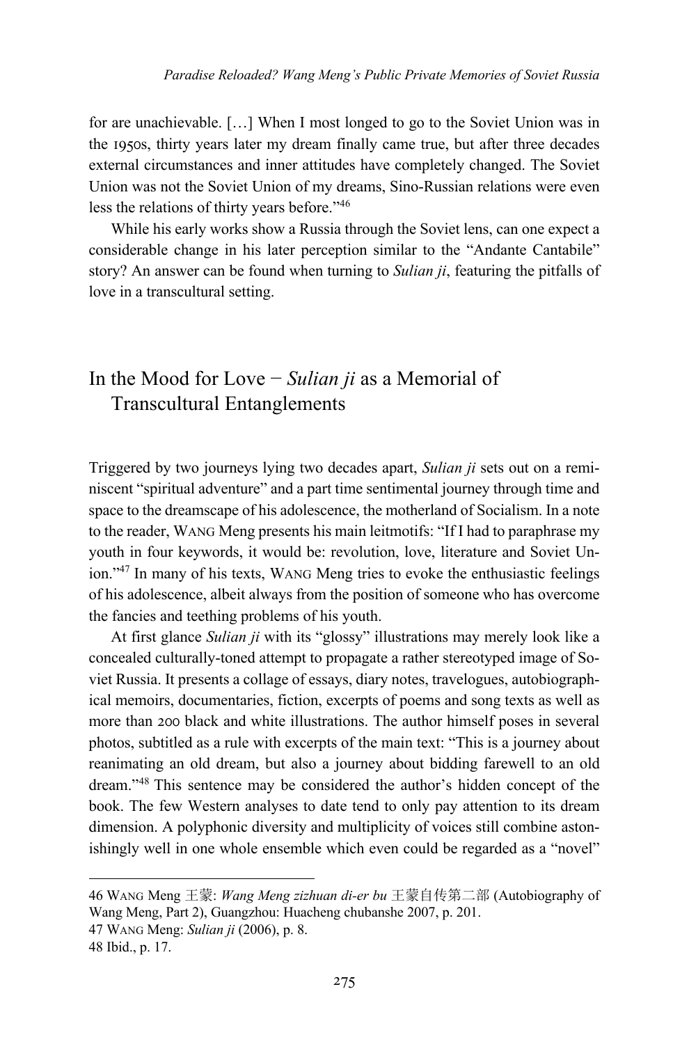for are unachievable. […] When I most longed to go to the Soviet Union was in the 1950s, thirty years later my dream finally came true, but after three decades external circumstances and inner attitudes have completely changed. The Soviet Union was not the Soviet Union of my dreams, Sino-Russian relations were even less the relations of thirty years before."[46]

While his early works show a Russia through the Soviet lens, can one expect a considerable change in his later perception similar to the "Andante Cantabile" story? An answer can be found when turning to *Sulian ji*, featuring the pitfalls of love in a transcultural setting.

## In the Mood for Love − *Sulian ji* as a Memorial of Transcultural Entanglements

Triggered by two journeys lying two decades apart, *Sulian ji* sets out on a reminiscent "spiritual adventure" and a part time sentimental journey through time and space to the dreamscape of his adolescence, the motherland of Socialism. In a note to the reader, WANG Meng presents his main leitmotifs: "If I had to paraphrase my youth in four keywords, it would be: revolution, love, literature and Soviet Union."[47] In many of his texts, WANG Meng tries to evoke the enthusiastic feelings of his adolescence, albeit always from the position of someone who has overcome the fancies and teething problems of his youth.

At first glance *Sulian ji* with its "glossy" illustrations may merely look like a concealed culturally-toned attempt to propagate a rather stereotyped image of Soviet Russia. It presents a collage of essays, diary notes, travelogues, autobiographical memoirs, documentaries, fiction, excerpts of poems and song texts as well as more than 200 black and white illustrations. The author himself poses in several photos, subtitled as a rule with excerpts of the main text: "This is a journey about reanimating an old dream, but also a journey about bidding farewell to an old dream."[48] This sentence may be considered the author's hidden concept of the book. The few Western analyses to date tend to only pay attention to its dream dimension. A polyphonic diversity and multiplicity of voices still combine astonishingly well in one whole ensemble which even could be regarded as a "novel"

---

46 WANG Meng 王蒙: *Wang Meng zizhuan di-er bu* 王蒙自传第二部 (Autobiography of Wang Meng, Part 2), Guangzhou: Huacheng chubanshe 2007, p. 201.

47 WANG Meng: *Sulian ji* (2006), p. 8.

48 Ibid., p. 17.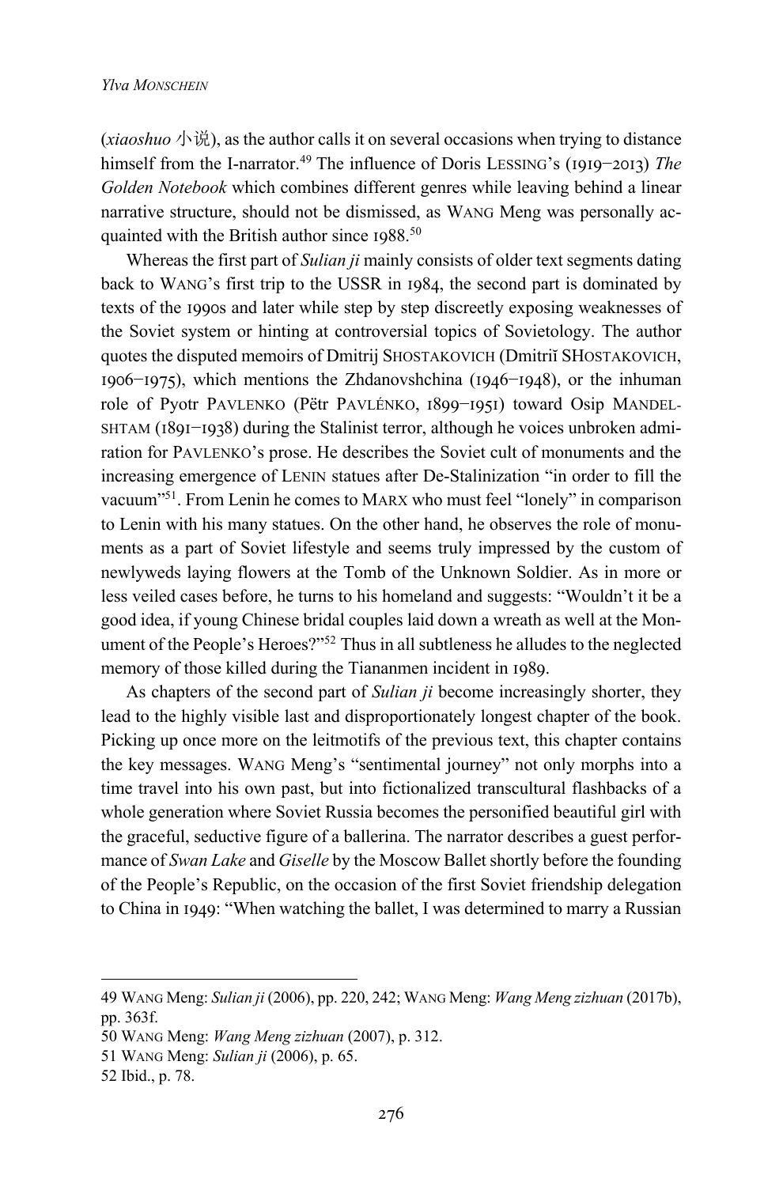(*xiaoshuo* 小说), as the author calls it on several occasions when trying to distance himself from the I-narrator.[49] The influence of Doris LESSING's (1919–2013) *The Golden Notebook* which combines different genres while leaving behind a linear narrative structure, should not be dismissed, as WANG Meng was personally acquainted with the British author since 1988.[50]

Whereas the first part of *Sulian ji* mainly consists of older text segments dating back to WANG's first trip to the USSR in 1984, the second part is dominated by texts of the 1990s and later while step by step discreetly exposing weaknesses of the Soviet system or hinting at controversial topics of Sovietology. The author quotes the disputed memoirs of Dmitrij SHOSTAKOVICH (Dmitriĭ SHOSTAKOVICH, 1906–1975), which mentions the Zhdanovshchina (1946–1948), or the inhuman role of Pyotr PAVLENKO (Pëtr PAVLÉNKO, 1899–1951) toward Osip MANDELSHTAM (1891–1938) during the Stalinist terror, although he voices unbroken admiration for PAVLENKO's prose. He describes the Soviet cult of monuments and the increasing emergence of LENIN statues after De-Stalinization "in order to fill the vacuum"[51]. From Lenin he comes to MARX who must feel "lonely" in comparison to Lenin with his many statues. On the other hand, he observes the role of monuments as a part of Soviet lifestyle and seems truly impressed by the custom of newlyweds laying flowers at the Tomb of the Unknown Soldier. As in more or less veiled cases before, he turns to his homeland and suggests: "Wouldn't it be a good idea, if young Chinese bridal couples laid down a wreath as well at the Monument of the People's Heroes?"[52] Thus in all subtleness he alludes to the neglected memory of those killed during the Tiananmen incident in 1989.

As chapters of the second part of *Sulian ji* become increasingly shorter, they lead to the highly visible last and disproportionately longest chapter of the book. Picking up once more on the leitmotifs of the previous text, this chapter contains the key messages. WANG Meng's "sentimental journey" not only morphs into a time travel into his own past, but into fictionalized transcultural flashbacks of a whole generation where Soviet Russia becomes the personified beautiful girl with the graceful, seductive figure of a ballerina. The narrator describes a guest performance of *Swan Lake* and *Giselle* by the Moscow Ballet shortly before the founding of the People's Republic, on the occasion of the first Soviet friendship delegation to China in 1949: "When watching the ballet, I was determined to marry a Russian

---

49 WANG Meng: *Sulian ji* (2006), pp. 220, 242; WANG Meng: *Wang Meng zizhuan* (2017b), pp. 363f.

50 WANG Meng: *Wang Meng zizhuan* (2007), p. 312.

51 WANG Meng: *Sulian ji* (2006), p. 65.

52 Ibid., p. 78.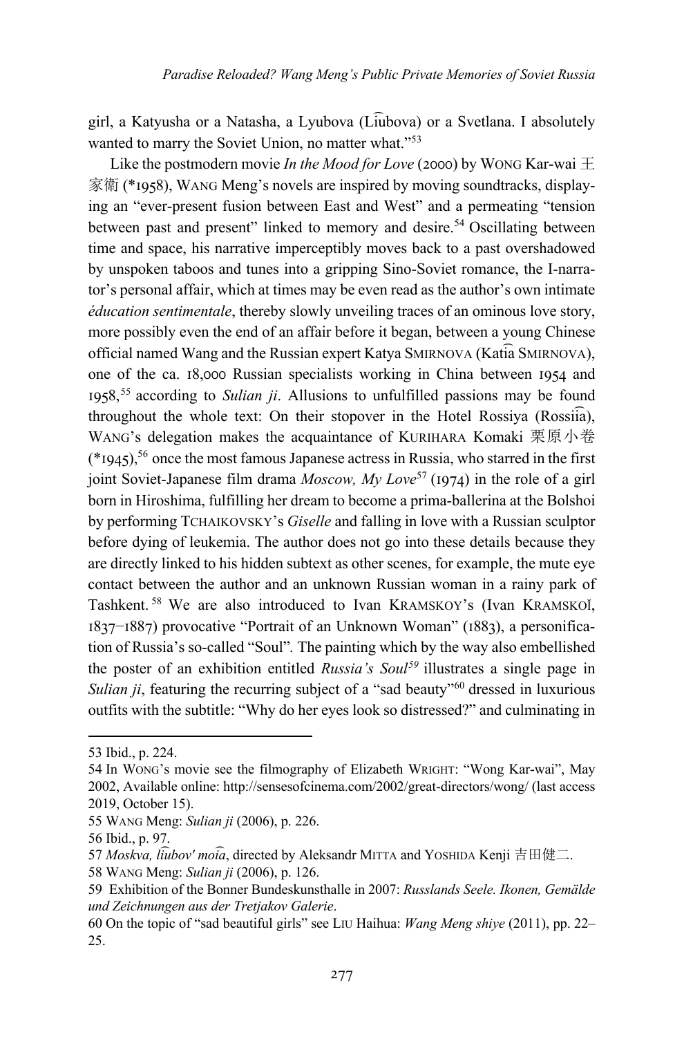girl, a Katyusha or a Natasha, a Lyubova (Li͡ubova) or a Svetlana. I absolutely wanted to marry the Soviet Union, no matter what."[53]

Like the postmodern movie *In the Mood for Love* (2000) by WONG Kar-wai 王家衛 (*1958), WANG Meng's novels are inspired by moving soundtracks, displaying an "ever-present fusion between East and West" and a permeating "tension between past and present" linked to memory and desire.[54] Oscillating between time and space, his narrative imperceptibly moves back to a past overshadowed by unspoken taboos and tunes into a gripping Sino-Soviet romance, the I-narrator's personal affair, which at times may be even read as the author's own intimate *éducation sentimentale*, thereby slowly unveiling traces of an ominous love story, more possibly even the end of an affair before it began, between a young Chinese official named Wang and the Russian expert Katya SMIRNOVA (Kati͡a SMIRNOVA), one of the ca. 18,000 Russian specialists working in China between 1954 and 1958,[55] according to *Sulian ji*. Allusions to unfulfilled passions may be found throughout the whole text: On their stopover in the Hotel Rossiya (Rossii͡a), WANG's delegation makes the acquaintance of KURIHARA Komaki 栗原小巻 (*1945),[56] once the most famous Japanese actress in Russia, who starred in the first joint Soviet-Japanese film drama *Moscow, My Love*[57] (1974) in the role of a girl born in Hiroshima, fulfilling her dream to become a prima-ballerina at the Bolshoi by performing TCHAIKOVSKY's *Giselle* and falling in love with a Russian sculptor before dying of leukemia. The author does not go into these details because they are directly linked to his hidden subtext as other scenes, for example, the mute eye contact between the author and an unknown Russian woman in a rainy park of Tashkent.[58] We are also introduced to Ivan KRAMSKOY's (Ivan KRAMSKOĬ, 1837–1887) provocative "Portrait of an Unknown Woman" (1883), a personification of Russia's so-called "Soul". The painting which by the way also embellished the poster of an exhibition entitled *Russia's Soul*[59] illustrates a single page in *Sulian ji*, featuring the recurring subject of a "sad beauty"[60] dressed in luxurious outfits with the subtitle: "Why do her eyes look so distressed?" and culminating in

---

53 Ibid., p. 224.

54 In WONG's movie see the filmography of Elizabeth WRIGHT: "Wong Kar-wai", May 2002, Available online: http://sensesofcinema.com/2002/great-directors/wong/ (last access 2019, October 15).

55 WANG Meng: *Sulian ji* (2006), p. 226.

56 Ibid., p. 97.

57 *Moskva, li͡ubov' moi͡a*, directed by Aleksandr MITTA and YOSHIDA Kenji 吉田健二.

58 WANG Meng: *Sulian ji* (2006), p. 126.

59 Exhibition of the Bonner Bundeskunsthalle in 2007: *Russlands Seele. Ikonen, Gemälde und Zeichnungen aus der Tretjakov Galerie*.

60 On the topic of "sad beautiful girls" see LIU Haihua: *Wang Meng shiye* (2011), pp. 22–25.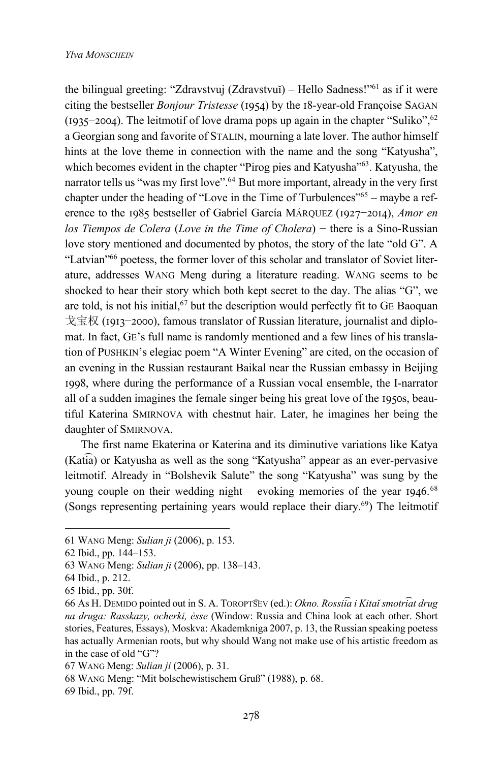the bilingual greeting: "Zdravstvuj (Zdravstvuĭ) – Hello Sadness!"[61] as if it were citing the bestseller *Bonjour Tristesse* (1954) by the 18-year-old Françoise SAGAN (1935–2004). The leitmotif of love drama pops up again in the chapter "Suliko",[62] a Georgian song and favorite of STALIN, mourning a late lover. The author himself hints at the love theme in connection with the name and the song "Katyusha", which becomes evident in the chapter "Pirog pies and Katyusha"[63]. Katyusha, the narrator tells us "was my first love".[64] But more important, already in the very first chapter under the heading of "Love in the Time of Turbulences"[65] – maybe a reference to the 1985 bestseller of Gabriel García MÁRQUEZ (1927–2014), *Amor en los Tiempos de Colera* (*Love in the Time of Cholera*) − there is a Sino-Russian love story mentioned and documented by photos, the story of the late "old G". A "Latvian"[66] poetess, the former lover of this scholar and translator of Soviet literature, addresses WANG Meng during a literature reading. WANG seems to be shocked to hear their story which both kept secret to the day. The alias "G", we are told, is not his initial,[67] but the description would perfectly fit to GE Baoquan 戈宝权 (1913–2000), famous translator of Russian literature, journalist and diplomat. In fact, GE's full name is randomly mentioned and a few lines of his translation of PUSHKIN's elegiac poem "A Winter Evening" are cited, on the occasion of an evening in the Russian restaurant Baikal near the Russian embassy in Beijing 1998, where during the performance of a Russian vocal ensemble, the I-narrator all of a sudden imagines the female singer being his great love of the 1950s, beautiful Katerina SMIRNOVA with chestnut hair. Later, he imagines her being the daughter of SMIRNOVA.

The first name Ekaterina or Katerina and its diminutive variations like Katya (Kati͡a) or Katyusha as well as the song "Katyusha" appear as an ever-pervasive leitmotif. Already in "Bolshevik Salute" the song "Katyusha" was sung by the young couple on their wedding night – evoking memories of the year 1946.[68] (Songs representing pertaining years would replace their diary.[69]) The leitmotif

---

61 WANG Meng: *Sulian ji* (2006), p. 153.

62 Ibid., pp. 144–153.

63 WANG Meng: *Sulian ji* (2006), pp. 138–143.

64 Ibid., p. 212.

65 Ibid., pp. 30f.

66 As H. DEMIDO pointed out in S. A. TOROPT͡SEV (ed.): *Okno. Rossii͡a i Kitaĭ smotri͡at drug na druga: Rasskazy, ocherki, ėsse* (Window: Russia and China look at each other. Short stories, Features, Essays), Moskva: Akademkniga 2007, p. 13, the Russian speaking poetess has actually Armenian roots, but why should Wang not make use of his artistic freedom as in the case of old "G"?

67 WANG Meng: *Sulian ji* (2006), p. 31.

68 WANG Meng: "Mit bolschewistischem Gruß" (1988), p. 68.

69 Ibid., pp. 79f.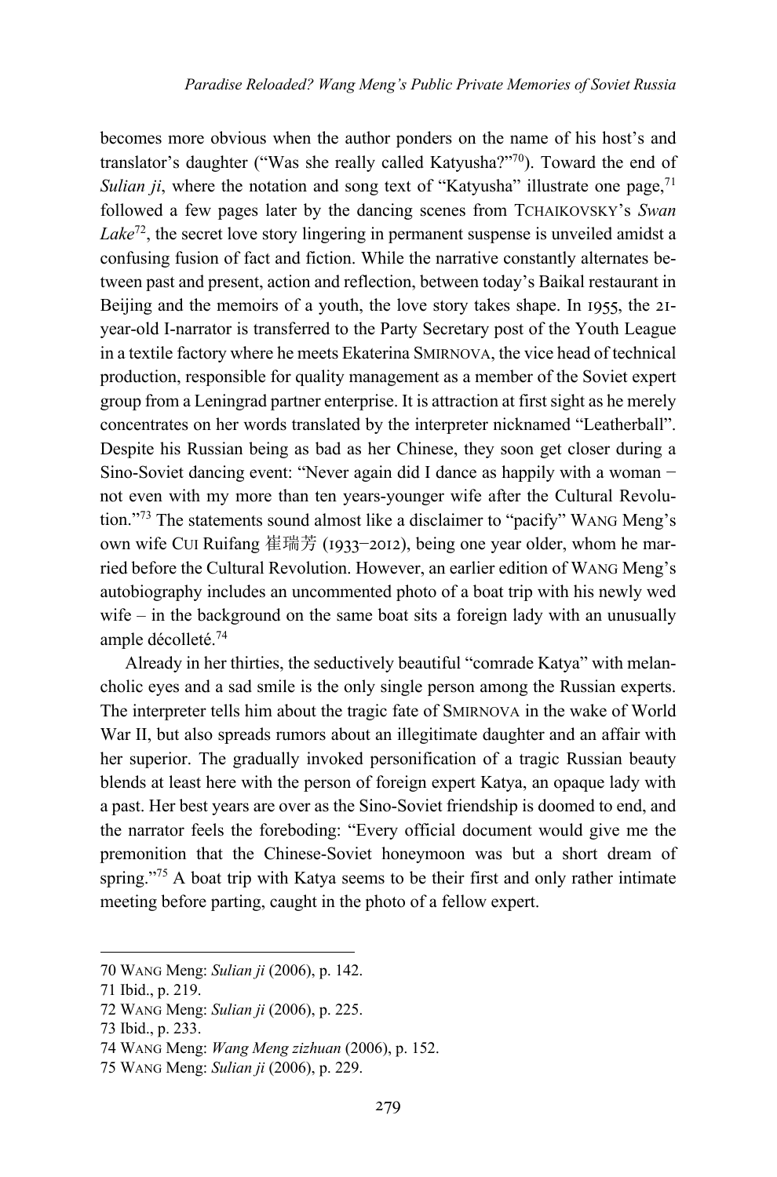becomes more obvious when the author ponders on the name of his host's and translator's daughter ("Was she really called Katyusha?"[70]). Toward the end of *Sulian ji*, where the notation and song text of "Katyusha" illustrate one page,[71] followed a few pages later by the dancing scenes from TCHAIKOVSKY's *Swan Lake*[72], the secret love story lingering in permanent suspense is unveiled amidst a confusing fusion of fact and fiction. While the narrative constantly alternates between past and present, action and reflection, between today's Baikal restaurant in Beijing and the memoirs of a youth, the love story takes shape. In 1955, the 21-year-old I-narrator is transferred to the Party Secretary post of the Youth League in a textile factory where he meets Ekaterina SMIRNOVA, the vice head of technical production, responsible for quality management as a member of the Soviet expert group from a Leningrad partner enterprise. It is attraction at first sight as he merely concentrates on her words translated by the interpreter nicknamed "Leatherball". Despite his Russian being as bad as her Chinese, they soon get closer during a Sino-Soviet dancing event: "Never again did I dance as happily with a woman – not even with my more than ten years-younger wife after the Cultural Revolution."[73] The statements sound almost like a disclaimer to "pacify" WANG Meng's own wife CUI Ruifang 崔瑞芳 (1933–2012), being one year older, whom he married before the Cultural Revolution. However, an earlier edition of WANG Meng's autobiography includes an uncommented photo of a boat trip with his newly wed wife – in the background on the same boat sits a foreign lady with an unusually ample décolleté.[74]

Already in her thirties, the seductively beautiful "comrade Katya" with melancholic eyes and a sad smile is the only single person among the Russian experts. The interpreter tells him about the tragic fate of SMIRNOVA in the wake of World War II, but also spreads rumors about an illegitimate daughter and an affair with her superior. The gradually invoked personification of a tragic Russian beauty blends at least here with the person of foreign expert Katya, an opaque lady with a past. Her best years are over as the Sino-Soviet friendship is doomed to end, and the narrator feels the foreboding: "Every official document would give me the premonition that the Chinese-Soviet honeymoon was but a short dream of spring."[75] A boat trip with Katya seems to be their first and only rather intimate meeting before parting, caught in the photo of a fellow expert.

---

70 WANG Meng: *Sulian ji* (2006), p. 142.

71 Ibid., p. 219.

72 WANG Meng: *Sulian ji* (2006), p. 225.

73 Ibid., p. 233.

74 WANG Meng: *Wang Meng zizhuan* (2006), p. 152.

75 WANG Meng: *Sulian ji* (2006), p. 229.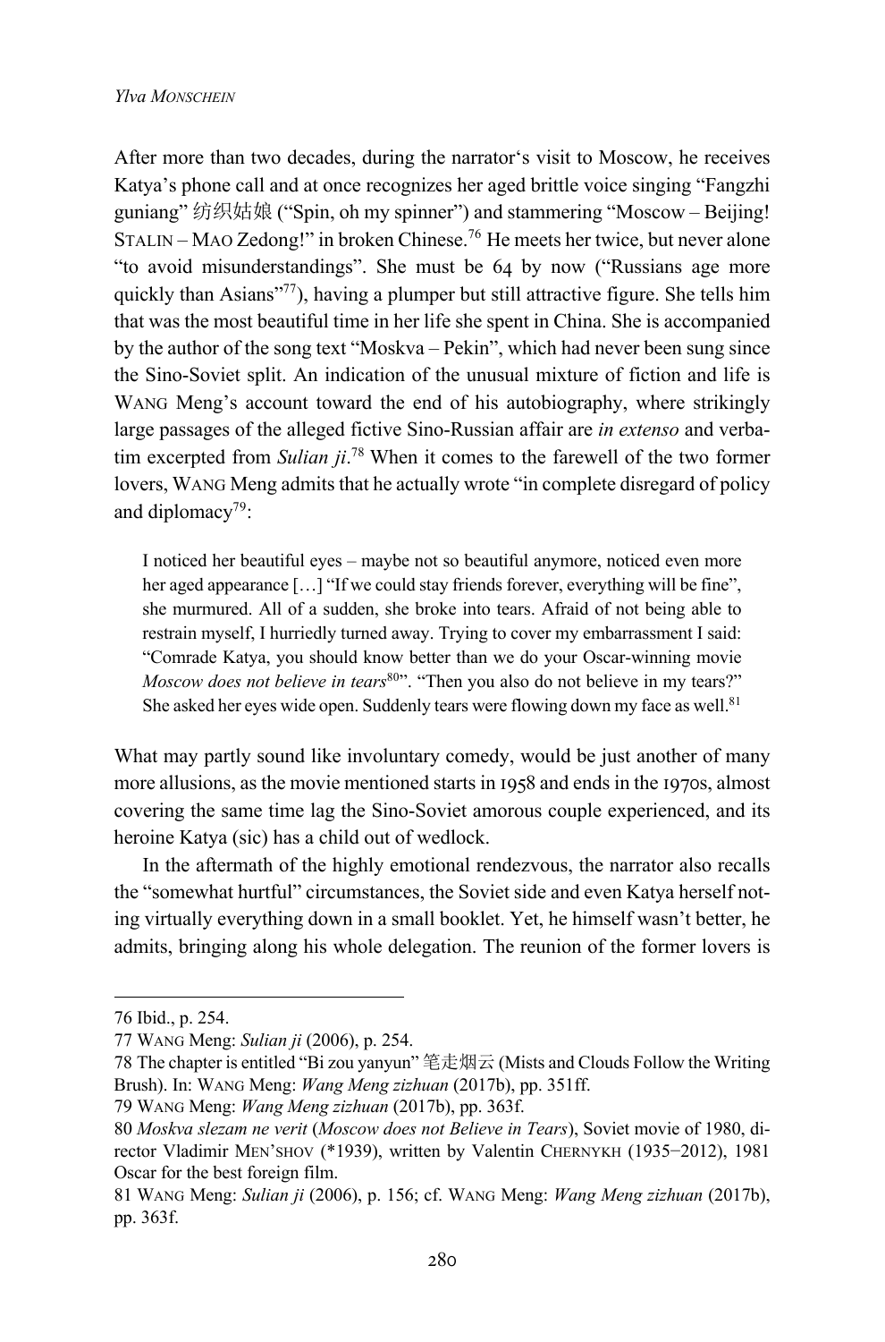After more than two decades, during the narrator's visit to Moscow, he receives Katya's phone call and at once recognizes her aged brittle voice singing "Fangzhi guniang" 纺织姑娘 ("Spin, oh my spinner") and stammering "Moscow – Beijing! STALIN – MAO Zedong!" in broken Chinese.[76] He meets her twice, but never alone "to avoid misunderstandings". She must be 64 by now ("Russians age more quickly than Asians"[77]), having a plumper but still attractive figure. She tells him that was the most beautiful time in her life she spent in China. She is accompanied by the author of the song text "Moskva – Pekin", which had never been sung since the Sino-Soviet split. An indication of the unusual mixture of fiction and life is WANG Meng's account toward the end of his autobiography, where strikingly large passages of the alleged fictive Sino-Russian affair are *in extenso* and verbatim excerpted from *Sulian ji*.[78] When it comes to the farewell of the two former lovers, WANG Meng admits that he actually wrote "in complete disregard of policy and diplomacy[79]:

> I noticed her beautiful eyes – maybe not so beautiful anymore, noticed even more her aged appearance […] "If we could stay friends forever, everything will be fine", she murmured. All of a sudden, she broke into tears. Afraid of not being able to restrain myself, I hurriedly turned away. Trying to cover my embarrassment I said: "Comrade Katya, you should know better than we do your Oscar-winning movie *Moscow does not believe in tears*[80]". "Then you also do not believe in my tears?" She asked her eyes wide open. Suddenly tears were flowing down my face as well.[81]

What may partly sound like involuntary comedy, would be just another of many more allusions, as the movie mentioned starts in 1958 and ends in the 1970s, almost covering the same time lag the Sino-Soviet amorous couple experienced, and its heroine Katya (sic) has a child out of wedlock.

In the aftermath of the highly emotional rendezvous, the narrator also recalls the "somewhat hurtful" circumstances, the Soviet side and even Katya herself noting virtually everything down in a small booklet. Yet, he himself wasn't better, he admits, bringing along his whole delegation. The reunion of the former lovers is

---

76 Ibid., p. 254.

77 WANG Meng: *Sulian ji* (2006), p. 254.

78 The chapter is entitled "Bi zou yanyun" 笔走烟云 (Mists and Clouds Follow the Writing Brush). In: WANG Meng: *Wang Meng zizhuan* (2017b), pp. 351ff.

79 WANG Meng: *Wang Meng zizhuan* (2017b), pp. 363f.

80 *Moskva slezam ne verit* (*Moscow does not Believe in Tears*), Soviet movie of 1980, director Vladimir MEN'SHOV (*1939), written by Valentin CHERNYKH (1935−2012), 1981 Oscar for the best foreign film.

81 WANG Meng: *Sulian ji* (2006), p. 156; cf. WANG Meng: *Wang Meng zizhuan* (2017b), pp. 363f.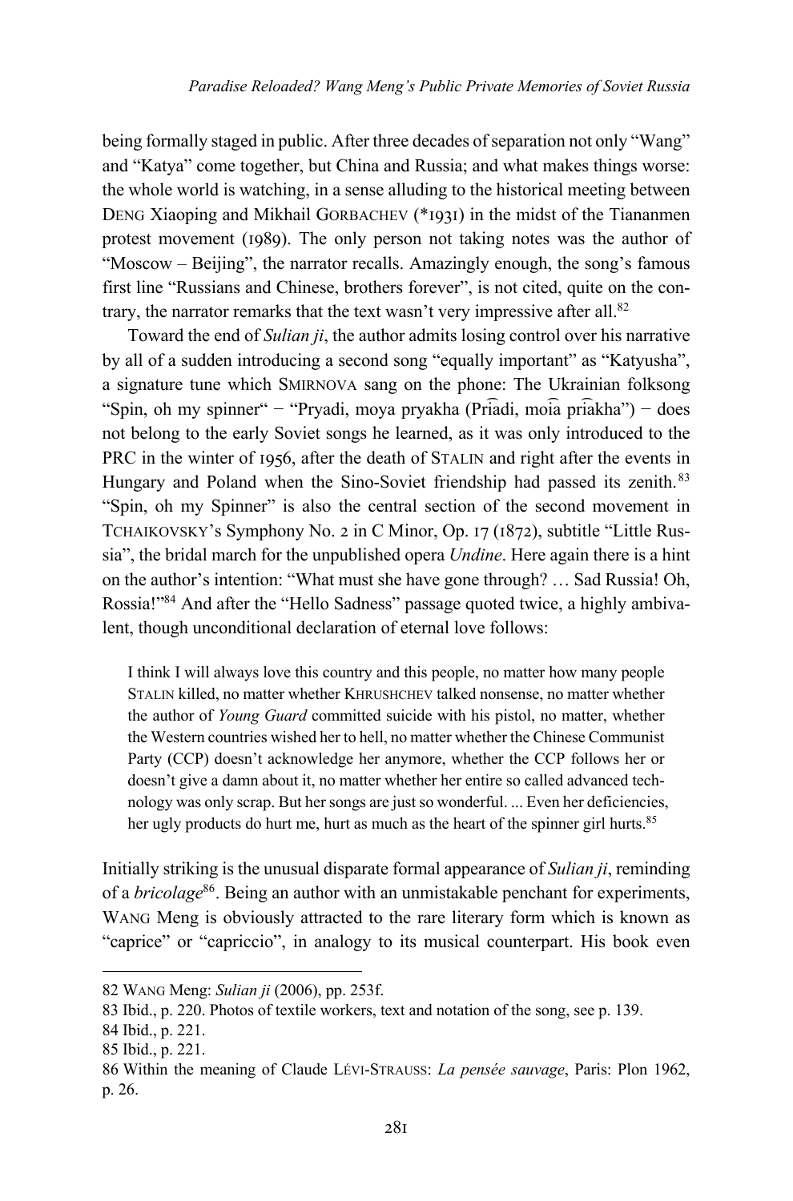being formally staged in public. After three decades of separation not only "Wang" and "Katya" come together, but China and Russia; and what makes things worse: the whole world is watching, in a sense alluding to the historical meeting between DENG Xiaoping and Mikhail GORBACHEV (*1931) in the midst of the Tiananmen protest movement (1989). The only person not taking notes was the author of "Moscow – Beijing", the narrator recalls. Amazingly enough, the song's famous first line "Russians and Chinese, brothers forever", is not cited, quite on the contrary, the narrator remarks that the text wasn't very impressive after all.[82]

Toward the end of *Sulian ji*, the author admits losing control over his narrative by all of a sudden introducing a second song "equally important" as "Katyusha", a signature tune which SMIRNOVA sang on the phone: The Ukrainian folksong "Spin, oh my spinner" − "Pryadi, moya pryakha (Pri͡adi, moi͡a pri͡akha") − does not belong to the early Soviet songs he learned, as it was only introduced to the PRC in the winter of 1956, after the death of STALIN and right after the events in Hungary and Poland when the Sino-Soviet friendship had passed its zenith.[83] "Spin, oh my Spinner" is also the central section of the second movement in TCHAIKOVSKY's Symphony No. 2 in C Minor, Op. 17 (1872), subtitle "Little Russia", the bridal march for the unpublished opera *Undine*. Here again there is a hint on the author's intention: "What must she have gone through? … Sad Russia! Oh, Rossia!"[84] And after the "Hello Sadness" passage quoted twice, a highly ambivalent, though unconditional declaration of eternal love follows:

> I think I will always love this country and this people, no matter how many people STALIN killed, no matter whether KHRUSHCHEV talked nonsense, no matter whether the author of *Young Guard* committed suicide with his pistol, no matter, whether the Western countries wished her to hell, no matter whether the Chinese Communist Party (CCP) doesn't acknowledge her anymore, whether the CCP follows her or doesn't give a damn about it, no matter whether her entire so called advanced technology was only scrap. But her songs are just so wonderful. ... Even her deficiencies, her ugly products do hurt me, hurt as much as the heart of the spinner girl hurts.[85]

Initially striking is the unusual disparate formal appearance of *Sulian ji*, reminding of a *bricolage*[86]. Being an author with an unmistakable penchant for experiments, WANG Meng is obviously attracted to the rare literary form which is known as "caprice" or "capriccio", in analogy to its musical counterpart. His book even

---

82 WANG Meng: *Sulian ji* (2006), pp. 253f.

83 Ibid., p. 220. Photos of textile workers, text and notation of the song, see p. 139.

84 Ibid., p. 221.

85 Ibid., p. 221.

86 Within the meaning of Claude LÉVI-STRAUSS: *La pensée sauvage*, Paris: Plon 1962, p. 26.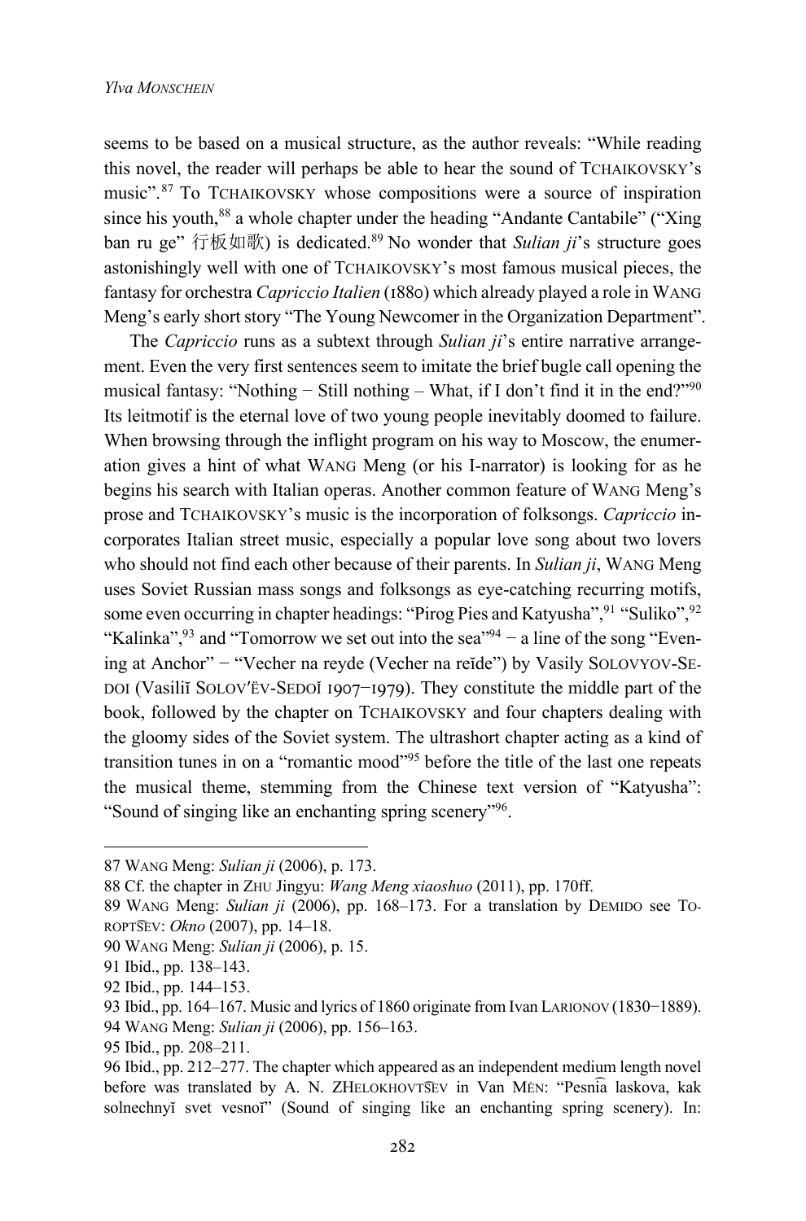seems to be based on a musical structure, as the author reveals: "While reading this novel, the reader will perhaps be able to hear the sound of TCHAIKOVSKY's music".[87] To TCHAIKOVSKY whose compositions were a source of inspiration since his youth,[88] a whole chapter under the heading "Andante Cantabile" ("Xing ban ru ge" 行板如歌) is dedicated.[89] No wonder that *Sulian ji*'s structure goes astonishingly well with one of TCHAIKOVSKY's most famous musical pieces, the fantasy for orchestra *Capriccio Italien* (1880) which already played a role in WANG Meng's early short story "The Young Newcomer in the Organization Department".

The *Capriccio* runs as a subtext through *Sulian ji*'s entire narrative arrangement. Even the very first sentences seem to imitate the brief bugle call opening the musical fantasy: "Nothing − Still nothing – What, if I don't find it in the end?"[90] Its leitmotif is the eternal love of two young people inevitably doomed to failure. When browsing through the inflight program on his way to Moscow, the enumeration gives a hint of what WANG Meng (or his I-narrator) is looking for as he begins his search with Italian operas. Another common feature of WANG Meng's prose and TCHAIKOVSKY's music is the incorporation of folksongs. *Capriccio* incorporates Italian street music, especially a popular love song about two lovers who should not find each other because of their parents. In *Sulian ji*, WANG Meng uses Soviet Russian mass songs and folksongs as eye-catching recurring motifs, some even occurring in chapter headings: "Pirog Pies and Katyusha",[91] "Suliko",[92] "Kalinka",[93] and "Tomorrow we set out into the sea"[94] − a line of the song "Evening at Anchor" − "Vecher na reyde (Vecher na reĭde") by Vasily SOLOVYOV-SEDOI (Vasiliĭ SOLOV′ËV-SEDOĬ 1907−1979). They constitute the middle part of the book, followed by the chapter on TCHAIKOVSKY and four chapters dealing with the gloomy sides of the Soviet system. The ultrashort chapter acting as a kind of transition tunes in on a "romantic mood"[95] before the title of the last one repeats the musical theme, stemming from the Chinese text version of "Katyusha": "Sound of singing like an enchanting spring scenery"[96].

---

87 WANG Meng: *Sulian ji* (2006), p. 173.

88 Cf. the chapter in ZHU Jingyu: *Wang Meng xiaoshuo* (2011), pp. 170ff.

89 WANG Meng: *Sulian ji* (2006), pp. 168–173. For a translation by DEMIDO see TOROPT͡SEV: *Okno* (2007), pp. 14–18.

90 WANG Meng: *Sulian ji* (2006), p. 15.

91 Ibid., pp. 138–143.

92 Ibid., pp. 144–153.

93 Ibid., pp. 164–167. Music and lyrics of 1860 originate from Ivan LARIONOV (1830−1889).

94 WANG Meng: *Sulian ji* (2006), pp. 156–163.

95 Ibid., pp. 208–211.

96 Ibid., pp. 212–277. The chapter which appeared as an independent medium length novel before was translated by A. N. ZHELOKHOVT͡SEV in Van MĖN: "Pesni͡a laskova, kak solnechnyĭ svet vesnoĭ" (Sound of singing like an enchanting spring scenery). In: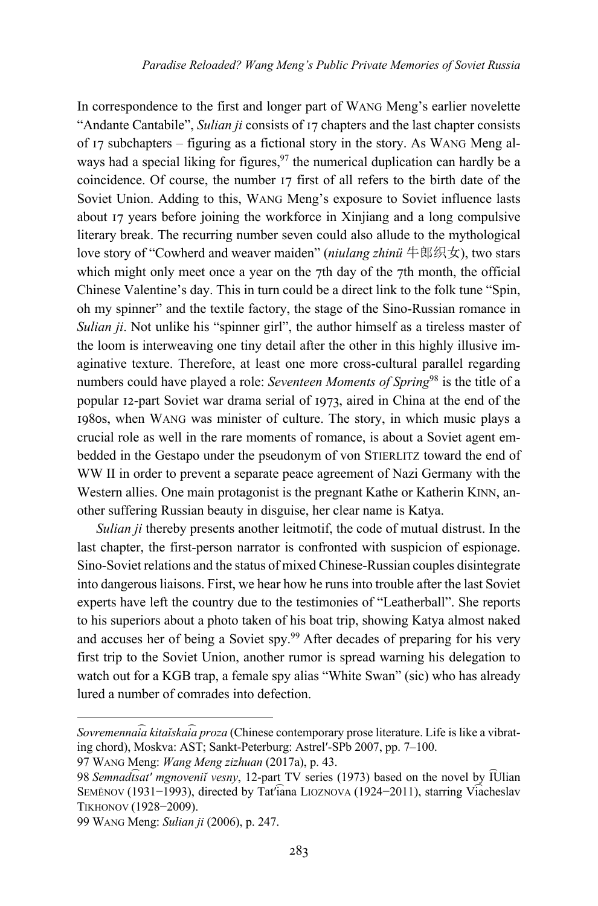In correspondence to the first and longer part of WANG Meng's earlier novelette "Andante Cantabile", *Sulian ji* consists of 17 chapters and the last chapter consists of 17 subchapters – figuring as a fictional story in the story. As WANG Meng always had a special liking for figures,[97] the numerical duplication can hardly be a coincidence. Of course, the number 17 first of all refers to the birth date of the Soviet Union. Adding to this, WANG Meng's exposure to Soviet influence lasts about 17 years before joining the workforce in Xinjiang and a long compulsive literary break. The recurring number seven could also allude to the mythological love story of "Cowherd and weaver maiden" (*niulang zhinü* 牛郎织女), two stars which might only meet once a year on the 7th day of the 7th month, the official Chinese Valentine's day. This in turn could be a direct link to the folk tune "Spin, oh my spinner" and the textile factory, the stage of the Sino-Russian romance in *Sulian ji*. Not unlike his "spinner girl", the author himself as a tireless master of the loom is interweaving one tiny detail after the other in this highly illusive imaginative texture. Therefore, at least one more cross-cultural parallel regarding numbers could have played a role: *Seventeen Moments of Spring*[98] is the title of a popular 12-part Soviet war drama serial of 1973, aired in China at the end of the 1980s, when WANG was minister of culture. The story, in which music plays a crucial role as well in the rare moments of romance, is about a Soviet agent embedded in the Gestapo under the pseudonym of von STIERLITZ toward the end of WW II in order to prevent a separate peace agreement of Nazi Germany with the Western allies. One main protagonist is the pregnant Kathe or Katherin KINN, another suffering Russian beauty in disguise, her clear name is Katya.

*Sulian ji* thereby presents another leitmotif, the code of mutual distrust. In the last chapter, the first-person narrator is confronted with suspicion of espionage. Sino-Soviet relations and the status of mixed Chinese-Russian couples disintegrate into dangerous liaisons. First, we hear how he runs into trouble after the last Soviet experts have left the country due to the testimonies of "Leatherball". She reports to his superiors about a photo taken of his boat trip, showing Katya almost naked and accuses her of being a Soviet spy.[99] After decades of preparing for his very first trip to the Soviet Union, another rumor is spread warning his delegation to watch out for a KGB trap, a female spy alias "White Swan" (sic) who has already lured a number of comrades into defection.

---

*Sovremennai͡a kitaĭskai͡a proza* (Chinese contemporary prose literature. Life is like a vibrating chord), Moskva: AST; Sankt-Peterburg: Astrel′-SPb 2007, pp. 7–100.

97 WANG Meng: *Wang Meng zizhuan* (2017a), p. 43.

98 *Semnadt͡sat′ mgnoveniĭ vesny*, 12-part TV series (1973) based on the novel by I͡Ulian SEMËNOV (1931–1993), directed by Tat′i͡ana LIOZNOVA (1924–2011), starring Vi͡acheslav TIKHONOV (1928–2009).

99 WANG Meng: *Sulian ji* (2006), p. 247.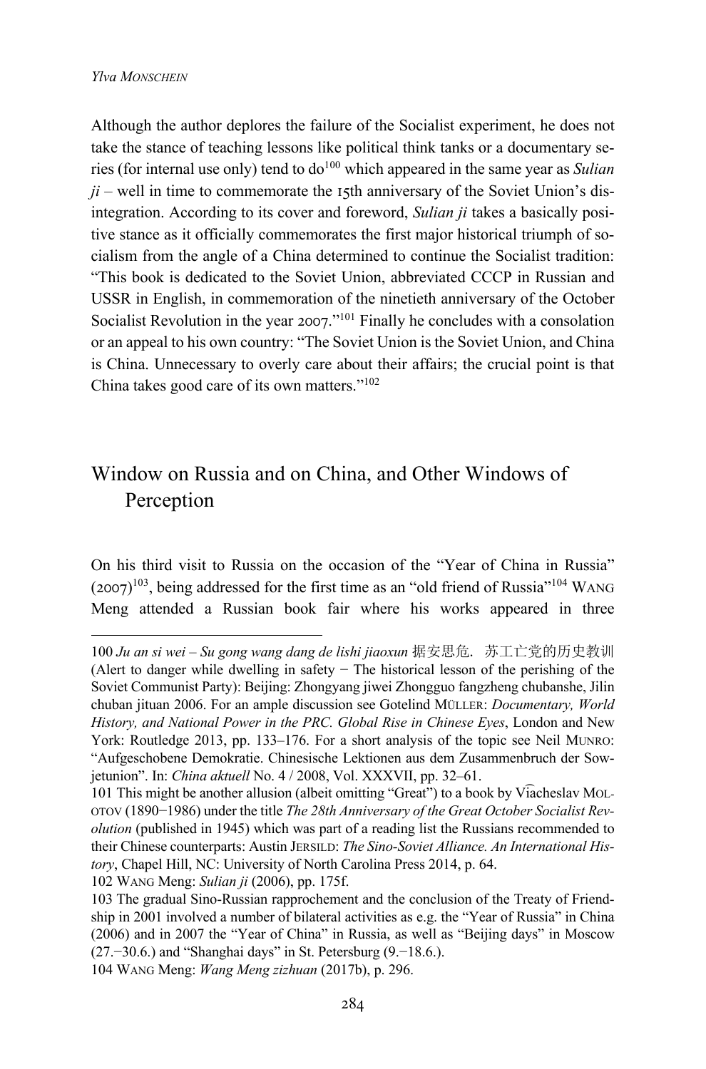Although the author deplores the failure of the Socialist experiment, he does not take the stance of teaching lessons like political think tanks or a documentary series (for internal use only) tend to do[100] which appeared in the same year as *Sulian ji* – well in time to commemorate the 15th anniversary of the Soviet Union's disintegration. According to its cover and foreword, *Sulian ji* takes a basically positive stance as it officially commemorates the first major historical triumph of socialism from the angle of a China determined to continue the Socialist tradition: "This book is dedicated to the Soviet Union, abbreviated CCCP in Russian and USSR in English, in commemoration of the ninetieth anniversary of the October Socialist Revolution in the year 2007."[101] Finally he concludes with a consolation or an appeal to his own country: "The Soviet Union is the Soviet Union, and China is China. Unnecessary to overly care about their affairs; the crucial point is that China takes good care of its own matters."[102]

## Window on Russia and on China, and Other Windows of Perception

On his third visit to Russia on the occasion of the "Year of China in Russia" (2007)[103], being addressed for the first time as an "old friend of Russia"[104] WANG Meng attended a Russian book fair where his works appeared in three

---

100 *Ju an si wei – Su gong wang dang de lishi jiaoxun* 据安思危．苏工亡党的历史教训 (Alert to danger while dwelling in safety − The historical lesson of the perishing of the Soviet Communist Party): Beijing: Zhongyang jiwei Zhongguo fangzheng chubanshe, Jilin chuban jituan 2006. For an ample discussion see Gotelind MÜLLER: *Documentary, World History, and National Power in the PRC. Global Rise in Chinese Eyes*, London and New York: Routledge 2013, pp. 133–176. For a short analysis of the topic see Neil MUNRO: "Aufgeschobene Demokratie. Chinesische Lektionen aus dem Zusammenbruch der Sowjetunion". In: *China aktuell* No. 4 / 2008, Vol. XXXVII, pp. 32–61.

101 This might be another allusion (albeit omitting "Great") to a book by V͡iacheslav MOLOTOV (1890−1986) under the title *The 28th Anniversary of the Great October Socialist Revolution* (published in 1945) which was part of a reading list the Russians recommended to their Chinese counterparts: Austin JERSILD: *The Sino-Soviet Alliance. An International History*, Chapel Hill, NC: University of North Carolina Press 2014, p. 64.

102 WANG Meng: *Sulian ji* (2006), pp. 175f.

103 The gradual Sino-Russian rapprochement and the conclusion of the Treaty of Friendship in 2001 involved a number of bilateral activities as e.g. the "Year of Russia" in China (2006) and in 2007 the "Year of China" in Russia, as well as "Beijing days" in Moscow (27.−30.6.) and "Shanghai days" in St. Petersburg (9.−18.6.).

104 WANG Meng: *Wang Meng zizhuan* (2017b), p. 296.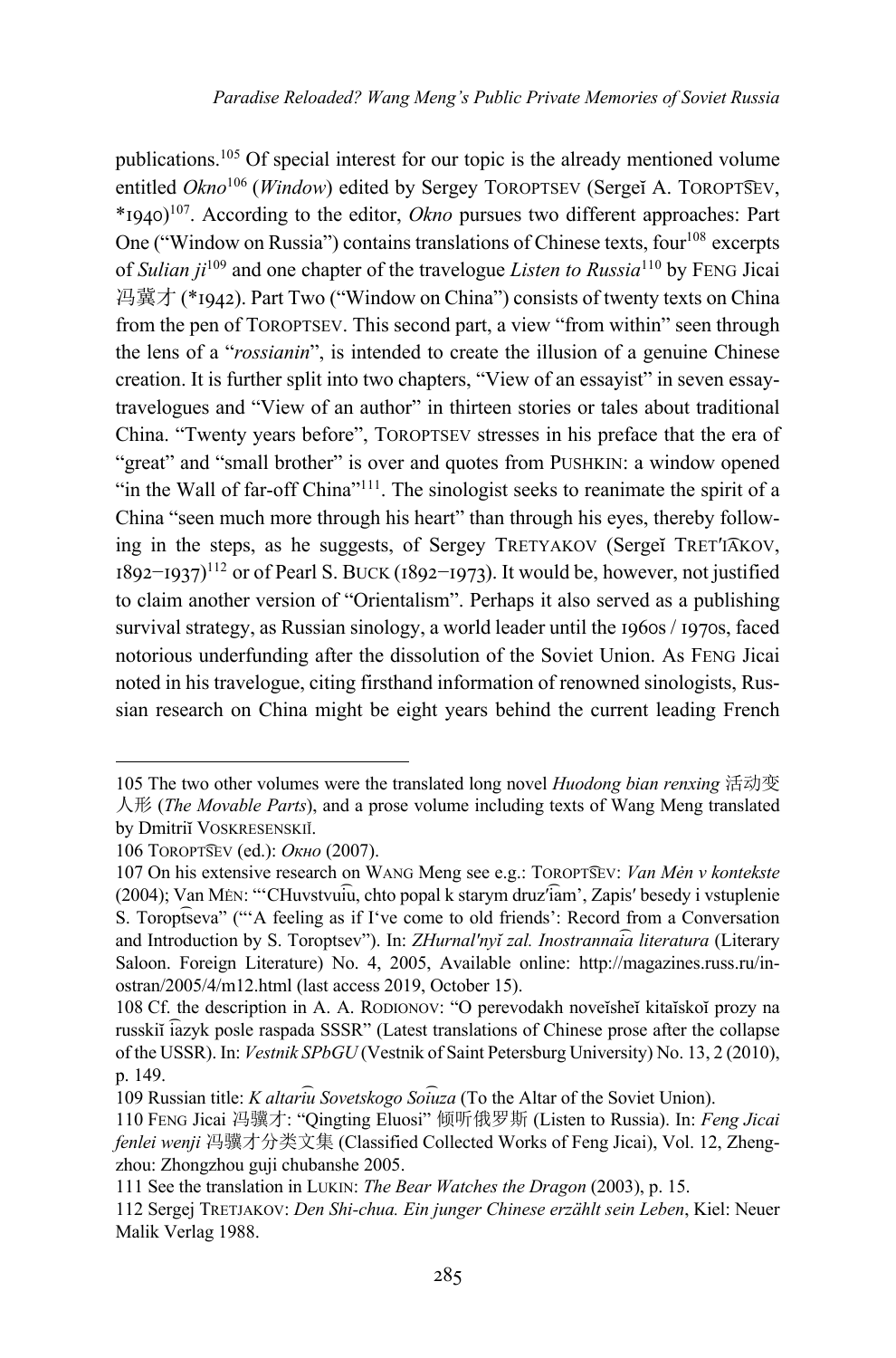publications.[105] Of special interest for our topic is the already mentioned volume entitled *Okno*[106] (*Window*) edited by Sergey TOROPTSEV (Sergeĭ A. TOROPT͡SEV, *1940)[107]. According to the editor, *Okno* pursues two different approaches: Part One ("Window on Russia") contains translations of Chinese texts, four[108] excerpts of *Sulian ji*[109] and one chapter of the travelogue *Listen to Russia*[110] by FENG Jicai 冯骥才 (*1942). Part Two ("Window on China") consists of twenty texts on China from the pen of TOROPTSEV. This second part, a view "from within" seen through the lens of a "*rossianin*", is intended to create the illusion of a genuine Chinese creation. It is further split into two chapters, "View of an essayist" in seven essay-travelogues and "View of an author" in thirteen stories or tales about traditional China. "Twenty years before", TOROPTSEV stresses in his preface that the era of "great" and "small brother" is over and quotes from PUSHKIN: a window opened "in the Wall of far-off China"[111]. The sinologist seeks to reanimate the spirit of a China "seen much more through his heart" than through his eyes, thereby following in the steps, as he suggests, of Sergey TRETYAKOV (Sergeĭ TRET′I͡AKOV, 1892–1937)[112] or of Pearl S. BUCK (1892–1973). It would be, however, not justified to claim another version of "Orientalism". Perhaps it also served as a publishing survival strategy, as Russian sinology, a world leader until the 1960s / 1970s, faced notorious underfunding after the dissolution of the Soviet Union. As FENG Jicai noted in his travelogue, citing firsthand information of renowned sinologists, Russian research on China might be eight years behind the current leading French

---

105 The two other volumes were the translated long novel *Huodong bian renxing* 活动变人形 (*The Movable Parts*), and a prose volume including texts of Wang Meng translated by Dmitriĭ VOSKRESENSKIĬ.

106 TOROPT͡SEV (ed.): *Окно* (2007).

107 On his extensive research on WANG Meng see e.g.: TOROPT͡SEV: *Van Mėn v kontekste* (2004); Van MĖN: "'CHuvstvui͡u, chto popal k starym druz′i͡am', Zapis′ besedy i vstuplenie S. Toropt͡seva" ("'A feeling as if I've come to old friends': Record from a Conversation and Introduction by S. Toroptsev"). In: *ZHurnal'nyĭ zal. Inostrannai͡a literatura* (Literary Saloon. Foreign Literature) No. 4, 2005, Available online: http://magazines.russ.ru/inostran/2005/4/m12.html (last access 2019, October 15).

108 Cf. the description in A. A. RODIONOV: "O perevodakh noveĭsheĭ kitaĭskoĭ prozy na russkiĭ i͡azyk posle raspada SSSR" (Latest translations of Chinese prose after the collapse of the USSR). In: *Vestnik SPbGU* (Vestnik of Saint Petersburg University) No. 13, 2 (2010), p. 149.

109 Russian title: *K altari͡u Sovetskogo Soi͡uza* (To the Altar of the Soviet Union).

110 FENG Jicai 冯骥才: "Qingting Eluosi" 倾听俄罗斯 (Listen to Russia). In: *Feng Jicai fenlei wenji* 冯骥才分类文集 (Classified Collected Works of Feng Jicai), Vol. 12, Zhengzhou: Zhongzhou guji chubanshe 2005.

111 See the translation in LUKIN: *The Bear Watches the Dragon* (2003), p. 15.

112 Sergej TRETJAKOV: *Den Shi-chua. Ein junger Chinese erzählt sein Leben*, Kiel: Neuer Malik Verlag 1988.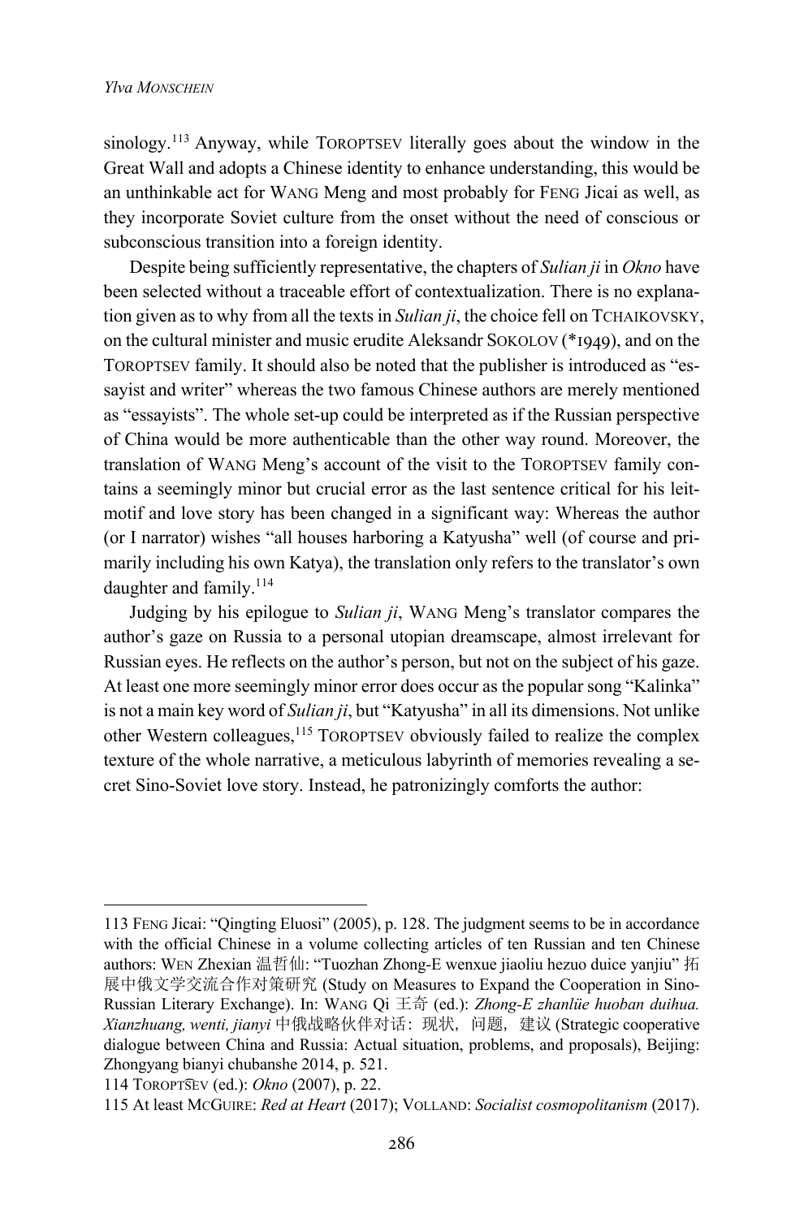sinology.[113] Anyway, while TOROPTSEV literally goes about the window in the Great Wall and adopts a Chinese identity to enhance understanding, this would be an unthinkable act for WANG Meng and most probably for FENG Jicai as well, as they incorporate Soviet culture from the onset without the need of conscious or subconscious transition into a foreign identity.

Despite being sufficiently representative, the chapters of *Sulian ji* in *Okno* have been selected without a traceable effort of contextualization. There is no explanation given as to why from all the texts in *Sulian ji*, the choice fell on TCHAIKOVSKY, on the cultural minister and music erudite Aleksandr SOKOLOV (*1949), and on the TOROPTSEV family. It should also be noted that the publisher is introduced as "essayist and writer" whereas the two famous Chinese authors are merely mentioned as "essayists". The whole set-up could be interpreted as if the Russian perspective of China would be more authenticable than the other way round. Moreover, the translation of WANG Meng's account of the visit to the TOROPTSEV family contains a seemingly minor but crucial error as the last sentence critical for his leitmotif and love story has been changed in a significant way: Whereas the author (or I narrator) wishes "all houses harboring a Katyusha" well (of course and primarily including his own Katya), the translation only refers to the translator's own daughter and family.[114]

Judging by his epilogue to *Sulian ji*, WANG Meng's translator compares the author's gaze on Russia to a personal utopian dreamscape, almost irrelevant for Russian eyes. He reflects on the author's person, but not on the subject of his gaze. At least one more seemingly minor error does occur as the popular song "Kalinka" is not a main key word of *Sulian ji*, but "Katyusha" in all its dimensions. Not unlike other Western colleagues,[115] TOROPTSEV obviously failed to realize the complex texture of the whole narrative, a meticulous labyrinth of memories revealing a secret Sino-Soviet love story. Instead, he patronizingly comforts the author:

---

113 FENG Jicai: "Qingting Eluosi" (2005), p. 128. The judgment seems to be in accordance with the official Chinese in a volume collecting articles of ten Russian and ten Chinese authors: WEN Zhexian 温哲仙: "Tuozhan Zhong-E wenxue jiaoliu hezuo duice yanjiu" 拓展中俄文学交流合作对策研究 (Study on Measures to Expand the Cooperation in Sino-Russian Literary Exchange). In: WANG Qi 王奇 (ed.): *Zhong-E zhanlüe huoban duihua. Xianzhuang, wenti, jianyi* 中俄战略伙伴对话：现状，问题，建议 (Strategic cooperative dialogue between China and Russia: Actual situation, problems, and proposals), Beijing: Zhongyang bianyi chubanshe 2014, p. 521.

114 TOROPTS͡EV (ed.): *Okno* (2007), p. 22.

115 At least MCGUIRE: *Red at Heart* (2017); VOLLAND: *Socialist cosmopolitanism* (2017).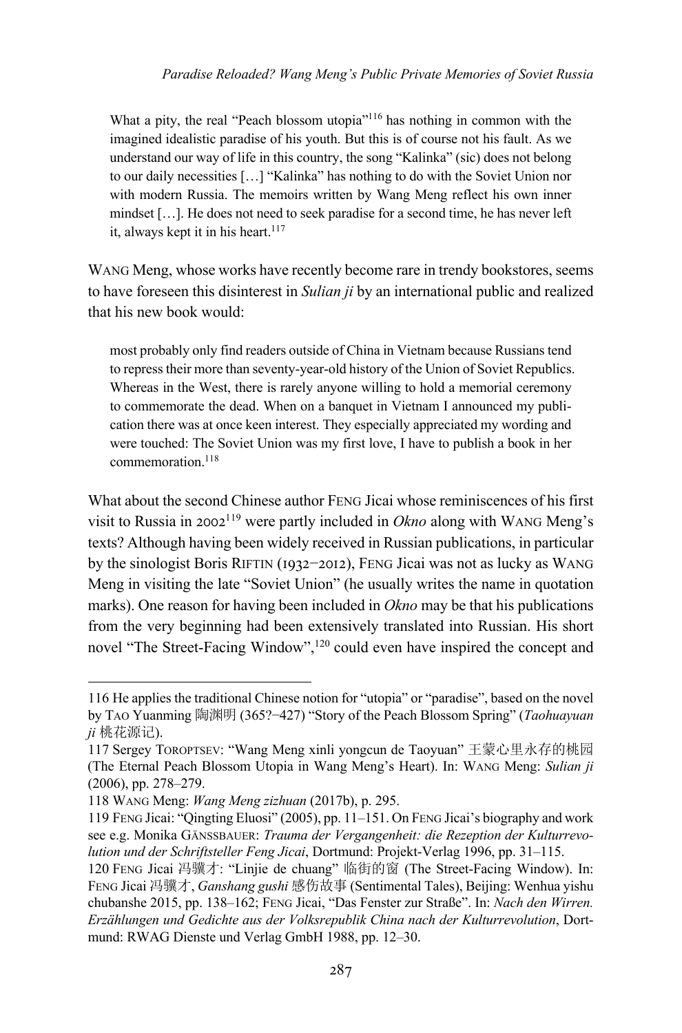> What a pity, the real "Peach blossom utopia"[116] has nothing in common with the imagined idealistic paradise of his youth. But this is of course not his fault. As we understand our way of life in this country, the song "Kalinka" (sic) does not belong to our daily necessities […] "Kalinka" has nothing to do with the Soviet Union nor with modern Russia. The memoirs written by Wang Meng reflect his own inner mindset […]. He does not need to seek paradise for a second time, he has never left it, always kept it in his heart.[117]

WANG Meng, whose works have recently become rare in trendy bookstores, seems to have foreseen this disinterest in *Sulian ji* by an international public and realized that his new book would:

> most probably only find readers outside of China in Vietnam because Russians tend to repress their more than seventy-year-old history of the Union of Soviet Republics. Whereas in the West, there is rarely anyone willing to hold a memorial ceremony to commemorate the dead. When on a banquet in Vietnam I announced my publication there was at once keen interest. They especially appreciated my wording and were touched: The Soviet Union was my first love, I have to publish a book in her commemoration.[118]

What about the second Chinese author FENG Jicai whose reminiscences of his first visit to Russia in 2002[119] were partly included in *Okno* along with WANG Meng's texts? Although having been widely received in Russian publications, in particular by the sinologist Boris RIFTIN (1932–2012), FENG Jicai was not as lucky as WANG Meng in visiting the late "Soviet Union" (he usually writes the name in quotation marks). One reason for having been included in *Okno* may be that his publications from the very beginning had been extensively translated into Russian. His short novel "The Street-Facing Window",[120] could even have inspired the concept and

---

116 He applies the traditional Chinese notion for "utopia" or "paradise", based on the novel by TAO Yuanming 陶渊明 (365?–427) "Story of the Peach Blossom Spring" (*Taohuayuan ji* 桃花源记).

117 Sergey TOROPTSEV: "Wang Meng xinli yongcun de Taoyuan" 王蒙心里永存的桃园 (The Eternal Peach Blossom Utopia in Wang Meng's Heart). In: WANG Meng: *Sulian ji* (2006), pp. 278–279.

118 WANG Meng: *Wang Meng zizhuan* (2017b), p. 295.

119 FENG Jicai: "Qingting Eluosi" (2005), pp. 11–151. On FENG Jicai's biography and work see e.g. Monika GÄNSSBAUER: *Trauma der Vergangenheit: die Rezeption der Kulturrevolution und der Schriftsteller Feng Jicai*, Dortmund: Projekt-Verlag 1996, pp. 31–115.

120 FENG Jicai 冯骥才: "Linjie de chuang" 临街的窗 (The Street-Facing Window). In: FENG Jicai 冯骥才, *Ganshang gushi* 感伤故事 (Sentimental Tales), Beijing: Wenhua yishu chubanshe 2015, pp. 138–162; FENG Jicai, "Das Fenster zur Straße". In: *Nach den Wirren. Erzählungen und Gedichte aus der Volksrepublik China nach der Kulturrevolution*, Dortmund: RWAG Dienste und Verlag GmbH 1988, pp. 12–30.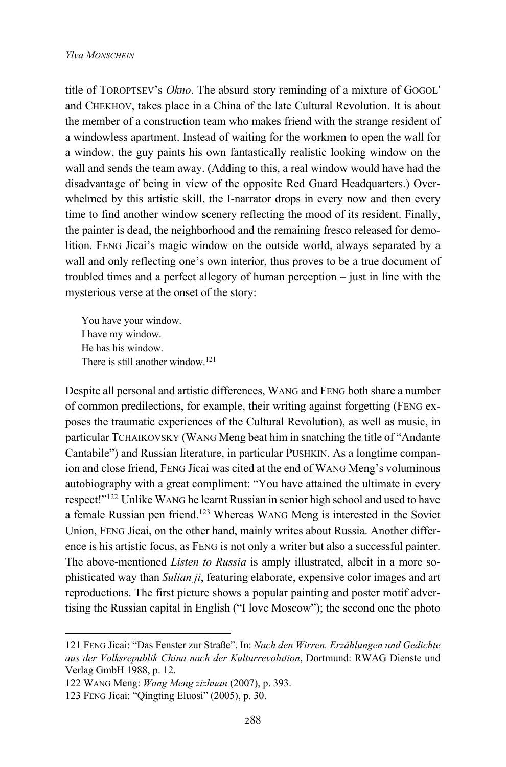title of TOROPTSEV's *Okno*. The absurd story reminding of a mixture of GOGOL′ and CHEKHOV, takes place in a China of the late Cultural Revolution. It is about the member of a construction team who makes friend with the strange resident of a windowless apartment. Instead of waiting for the workmen to open the wall for a window, the guy paints his own fantastically realistic looking window on the wall and sends the team away. (Adding to this, a real window would have had the disadvantage of being in view of the opposite Red Guard Headquarters.) Overwhelmed by this artistic skill, the I-narrator drops in every now and then every time to find another window scenery reflecting the mood of its resident. Finally, the painter is dead, the neighborhood and the remaining fresco released for demolition. FENG Jicai's magic window on the outside world, always separated by a wall and only reflecting one's own interior, thus proves to be a true document of troubled times and a perfect allegory of human perception – just in line with the mysterious verse at the onset of the story:

> You have your window.
> I have my window.
> He has his window.
> There is still another window.[121]

Despite all personal and artistic differences, WANG and FENG both share a number of common predilections, for example, their writing against forgetting (FENG exposes the traumatic experiences of the Cultural Revolution), as well as music, in particular TCHAIKOVSKY (WANG Meng beat him in snatching the title of "Andante Cantabile") and Russian literature, in particular PUSHKIN. As a longtime companion and close friend, FENG Jicai was cited at the end of WANG Meng's voluminous autobiography with a great compliment: "You have attained the ultimate in every respect!"[122] Unlike WANG he learnt Russian in senior high school and used to have a female Russian pen friend.[123] Whereas WANG Meng is interested in the Soviet Union, FENG Jicai, on the other hand, mainly writes about Russia. Another difference is his artistic focus, as FENG is not only a writer but also a successful painter. The above-mentioned *Listen to Russia* is amply illustrated, albeit in a more sophisticated way than *Sulian ji*, featuring elaborate, expensive color images and art reproductions. The first picture shows a popular painting and poster motif advertising the Russian capital in English ("I love Moscow"); the second one the photo

---

121 FENG Jicai: "Das Fenster zur Straße". In: *Nach den Wirren. Erzählungen und Gedichte aus der Volksrepublik China nach der Kulturrevolution*, Dortmund: RWAG Dienste und Verlag GmbH 1988, p. 12.

122 WANG Meng: *Wang Meng zizhuan* (2007), p. 393.

123 FENG Jicai: "Qingting Eluosi" (2005), p. 30.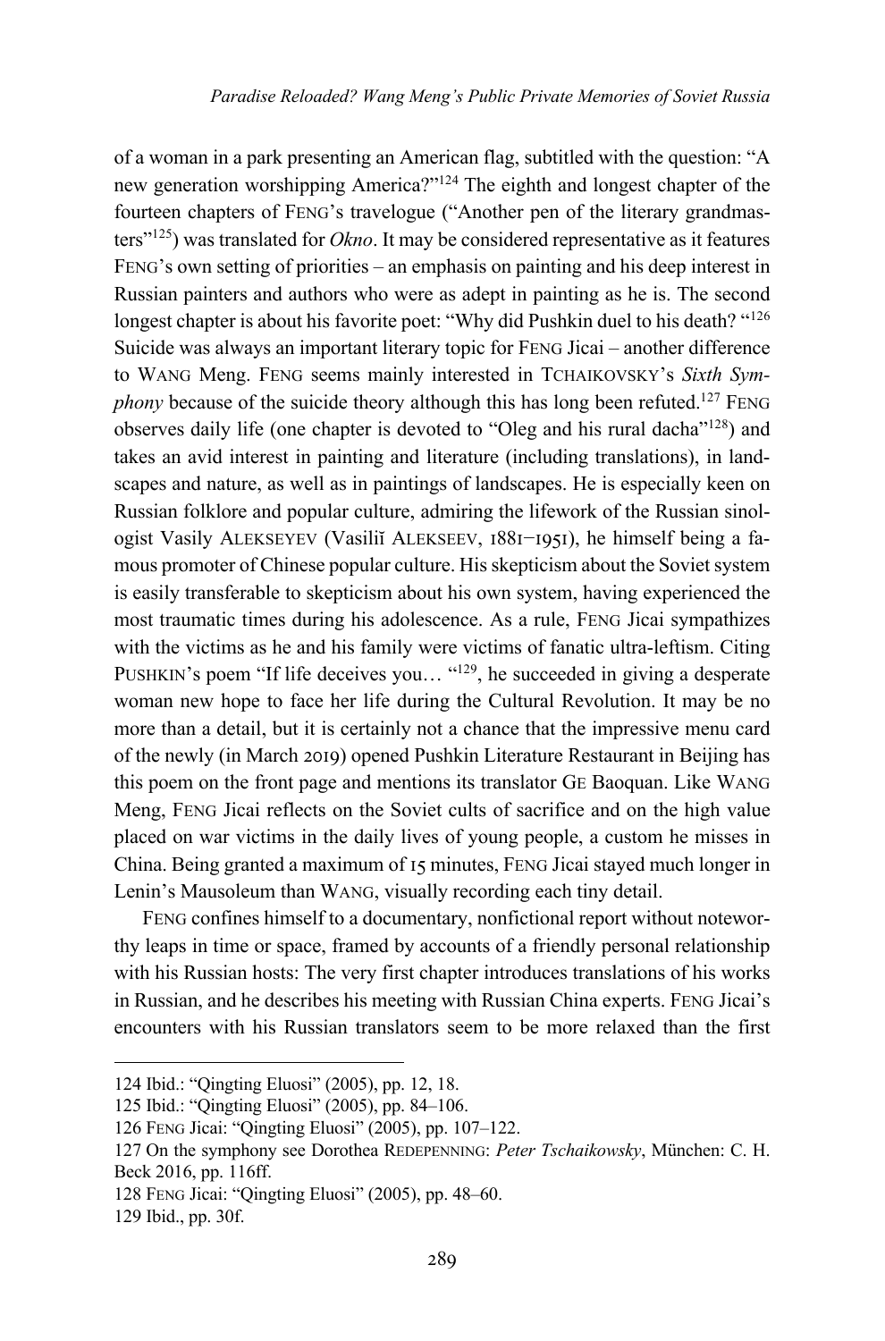of a woman in a park presenting an American flag, subtitled with the question: "A new generation worshipping America?"[124] The eighth and longest chapter of the fourteen chapters of FENG's travelogue ("Another pen of the literary grandmasters"[125]) was translated for *Okno*. It may be considered representative as it features FENG's own setting of priorities – an emphasis on painting and his deep interest in Russian painters and authors who were as adept in painting as he is. The second longest chapter is about his favorite poet: "Why did Pushkin duel to his death? "[126] Suicide was always an important literary topic for FENG Jicai – another difference to WANG Meng. FENG seems mainly interested in TCHAIKOVSKY's *Sixth Symphony* because of the suicide theory although this has long been refuted.[127] FENG observes daily life (one chapter is devoted to "Oleg and his rural dacha"[128]) and takes an avid interest in painting and literature (including translations), in landscapes and nature, as well as in paintings of landscapes. He is especially keen on Russian folklore and popular culture, admiring the lifework of the Russian sinologist Vasily ALEKSEYEV (Vasiliĭ ALEKSEEV, 1881–1951), he himself being a famous promoter of Chinese popular culture. His skepticism about the Soviet system is easily transferable to skepticism about his own system, having experienced the most traumatic times during his adolescence. As a rule, FENG Jicai sympathizes with the victims as he and his family were victims of fanatic ultra-leftism. Citing PUSHKIN's poem "If life deceives you… "[129], he succeeded in giving a desperate woman new hope to face her life during the Cultural Revolution. It may be no more than a detail, but it is certainly not a chance that the impressive menu card of the newly (in March 2019) opened Pushkin Literature Restaurant in Beijing has this poem on the front page and mentions its translator GE Baoquan. Like WANG Meng, FENG Jicai reflects on the Soviet cults of sacrifice and on the high value placed on war victims in the daily lives of young people, a custom he misses in China. Being granted a maximum of 15 minutes, FENG Jicai stayed much longer in Lenin's Mausoleum than WANG, visually recording each tiny detail.

FENG confines himself to a documentary, nonfictional report without noteworthy leaps in time or space, framed by accounts of a friendly personal relationship with his Russian hosts: The very first chapter introduces translations of his works in Russian, and he describes his meeting with Russian China experts. FENG Jicai's encounters with his Russian translators seem to be more relaxed than the first

---

124 Ibid.: "Qingting Eluosi" (2005), pp. 12, 18.

125 Ibid.: "Qingting Eluosi" (2005), pp. 84–106.

126 FENG Jicai: "Qingting Eluosi" (2005), pp. 107–122.

127 On the symphony see Dorothea REDEPENNING: *Peter Tschaikowsky*, München: C. H. Beck 2016, pp. 116ff.

128 FENG Jicai: "Qingting Eluosi" (2005), pp. 48–60.

129 Ibid., pp. 30f.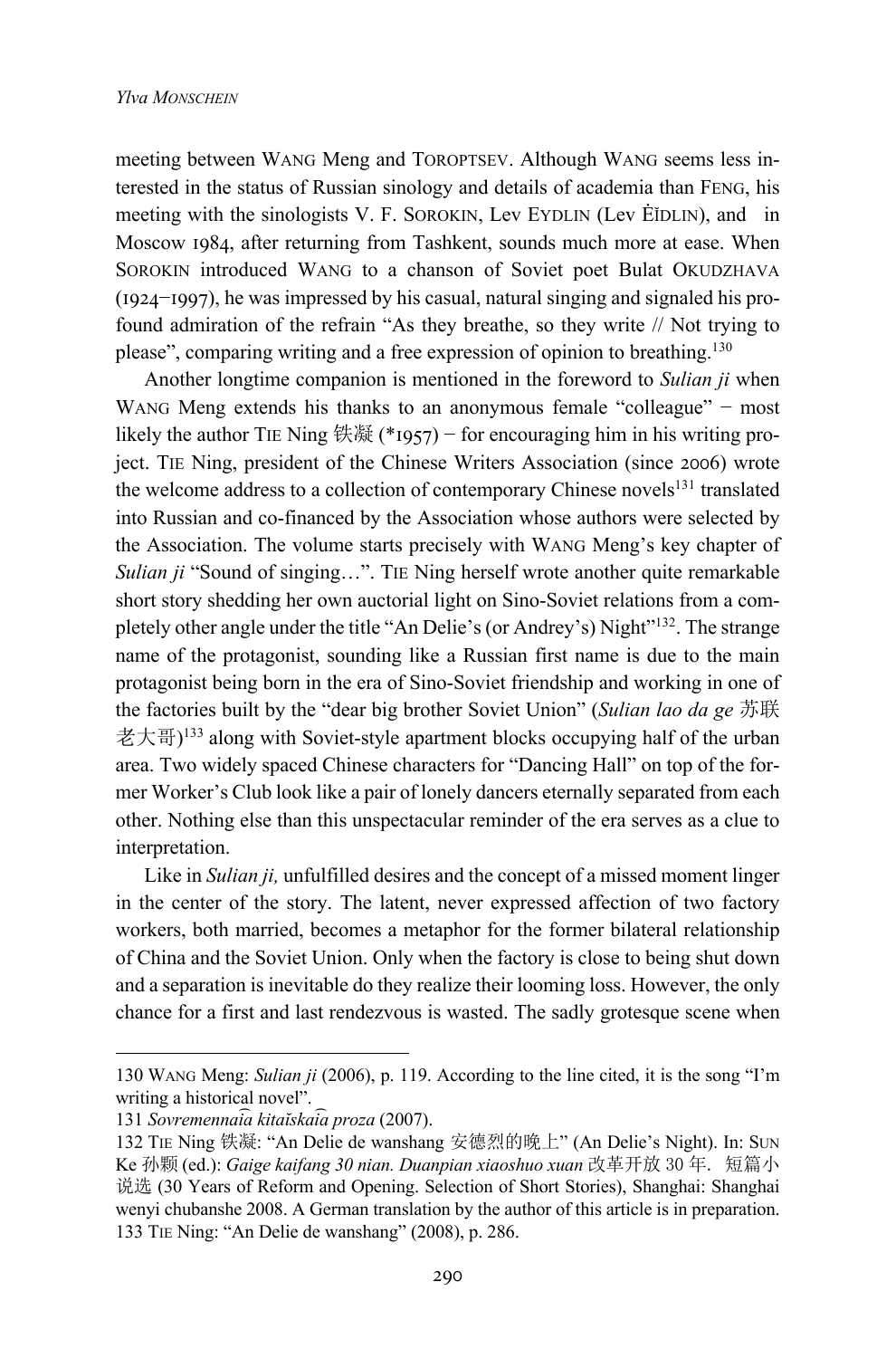meeting between WANG Meng and TOROPTSEV. Although WANG seems less interested in the status of Russian sinology and details of academia than FENG, his meeting with the sinologists V. F. SOROKIN, Lev EYDLIN (Lev ĖĬDLIN), and in Moscow 1984, after returning from Tashkent, sounds much more at ease. When SOROKIN introduced WANG to a chanson of Soviet poet Bulat OKUDZHAVA (1924–1997), he was impressed by his casual, natural singing and signaled his profound admiration of the refrain "As they breathe, so they write // Not trying to please", comparing writing and a free expression of opinion to breathing.[130]

Another longtime companion is mentioned in the foreword to *Sulian ji* when WANG Meng extends his thanks to an anonymous female "colleague" − most likely the author TIE Ning 铁凝 (*1957) − for encouraging him in his writing project. TIE Ning, president of the Chinese Writers Association (since 2006) wrote the welcome address to a collection of contemporary Chinese novels[131] translated into Russian and co-financed by the Association whose authors were selected by the Association. The volume starts precisely with WANG Meng's key chapter of *Sulian ji* "Sound of singing…". TIE Ning herself wrote another quite remarkable short story shedding her own auctorial light on Sino-Soviet relations from a completely other angle under the title "An Delie's (or Andrey's) Night"[132]. The strange name of the protagonist, sounding like a Russian first name is due to the main protagonist being born in the era of Sino-Soviet friendship and working in one of the factories built by the "dear big brother Soviet Union" (*Sulian lao da ge* 苏联老大哥)[133] along with Soviet-style apartment blocks occupying half of the urban area. Two widely spaced Chinese characters for "Dancing Hall" on top of the former Worker's Club look like a pair of lonely dancers eternally separated from each other. Nothing else than this unspectacular reminder of the era serves as a clue to interpretation.

Like in *Sulian ji,* unfulfilled desires and the concept of a missed moment linger in the center of the story. The latent, never expressed affection of two factory workers, both married, becomes a metaphor for the former bilateral relationship of China and the Soviet Union. Only when the factory is close to being shut down and a separation is inevitable do they realize their looming loss. However, the only chance for a first and last rendezvous is wasted. The sadly grotesque scene when

---

130 WANG Meng: *Sulian ji* (2006), p. 119. According to the line cited, it is the song "I'm writing a historical novel".

131 *Sovremennai͡a kitaĭskai͡a proza* (2007).

132 TIE Ning 铁凝: "An Delie de wanshang 安德烈的晚上" (An Delie's Night). In: SUN Ke 孙颙 (ed.): *Gaige kaifang 30 nian. Duanpian xiaoshuo xuan* 改革开放 30 年．短篇小说选 (30 Years of Reform and Opening. Selection of Short Stories), Shanghai: Shanghai wenyi chubanshe 2008. A German translation by the author of this article is in preparation.

133 TIE Ning: "An Delie de wanshang" (2008), p. 286.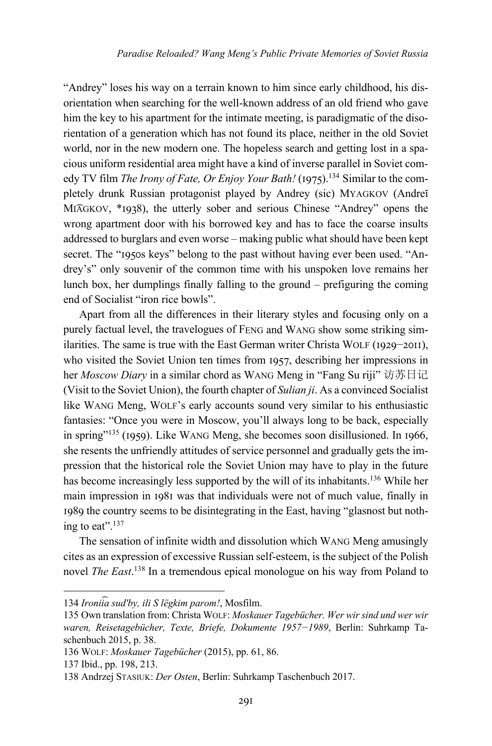"Andrey" loses his way on a terrain known to him since early childhood, his disorientation when searching for the well-known address of an old friend who gave him the key to his apartment for the intimate meeting, is paradigmatic of the disorientation of a generation which has not found its place, neither in the old Soviet world, nor in the new modern one. The hopeless search and getting lost in a spacious uniform residential area might have a kind of inverse parallel in Soviet comedy TV film *The Irony of Fate, Or Enjoy Your Bath!* (1975).[134] Similar to the completely drunk Russian protagonist played by Andrey (sic) MYAGKOV (Andreĭ MI͡AGKOV, *1938), the utterly sober and serious Chinese "Andrey" opens the wrong apartment door with his borrowed key and has to face the coarse insults addressed to burglars and even worse – making public what should have been kept secret. The "1950s keys" belong to the past without having ever been used. "Andrey's" only souvenir of the common time with his unspoken love remains her lunch box, her dumplings finally falling to the ground – prefiguring the coming end of Socialist "iron rice bowls".

Apart from all the differences in their literary styles and focusing only on a purely factual level, the travelogues of FENG and WANG show some striking similarities. The same is true with the East German writer Christa WOLF (1929–2011), who visited the Soviet Union ten times from 1957, describing her impressions in her *Moscow Diary* in a similar chord as WANG Meng in "Fang Su riji" 访苏日记 (Visit to the Soviet Union), the fourth chapter of *Sulian ji*. As a convinced Socialist like WANG Meng, WOLF's early accounts sound very similar to his enthusiastic fantasies: "Once you were in Moscow, you'll always long to be back, especially in spring"[135] (1959). Like WANG Meng, she becomes soon disillusioned. In 1966, she resents the unfriendly attitudes of service personnel and gradually gets the impression that the historical role the Soviet Union may have to play in the future has become increasingly less supported by the will of its inhabitants.[136] While her main impression in 1981 was that individuals were not of much value, finally in 1989 the country seems to be disintegrating in the East, having "glasnost but nothing to eat".[137]

The sensation of infinite width and dissolution which WANG Meng amusingly cites as an expression of excessive Russian self-esteem, is the subject of the Polish novel *The East*.[138] In a tremendous epical monologue on his way from Poland to

---

134 *Ironi͡ia sud'by, ili S lëgkim parom!*, Mosfilm.

135 Own translation from: Christa WOLF: *Moskauer Tagebücher. Wer wir sind und wer wir waren, Reisetagebücher, Texte, Briefe, Dokumente 1957–1989*, Berlin: Suhrkamp Taschenbuch 2015, p. 38.

136 WOLF: *Moskauer Tagebücher* (2015), pp. 61, 86.

137 Ibid., pp. 198, 213.

138 Andrzej STASIUK: *Der Osten*, Berlin: Suhrkamp Taschenbuch 2017.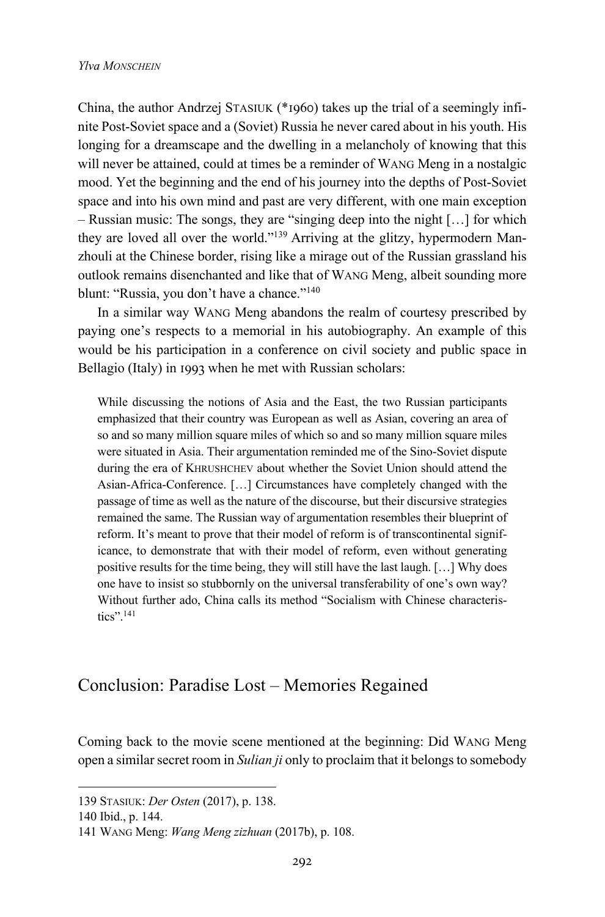China, the author Andrzej STASIUK (*1960) takes up the trial of a seemingly infinite Post-Soviet space and a (Soviet) Russia he never cared about in his youth. His longing for a dreamscape and the dwelling in a melancholy of knowing that this will never be attained, could at times be a reminder of WANG Meng in a nostalgic mood. Yet the beginning and the end of his journey into the depths of Post-Soviet space and into his own mind and past are very different, with one main exception – Russian music: The songs, they are "singing deep into the night […] for which they are loved all over the world."[139] Arriving at the glitzy, hypermodern Manzhouli at the Chinese border, rising like a mirage out of the Russian grassland his outlook remains disenchanted and like that of WANG Meng, albeit sounding more blunt: "Russia, you don't have a chance."[140]

In a similar way WANG Meng abandons the realm of courtesy prescribed by paying one's respects to a memorial in his autobiography. An example of this would be his participation in a conference on civil society and public space in Bellagio (Italy) in 1993 when he met with Russian scholars:

> While discussing the notions of Asia and the East, the two Russian participants emphasized that their country was European as well as Asian, covering an area of so and so many million square miles of which so and so many million square miles were situated in Asia. Their argumentation reminded me of the Sino-Soviet dispute during the era of KHRUSHCHEV about whether the Soviet Union should attend the Asian-Africa-Conference. […] Circumstances have completely changed with the passage of time as well as the nature of the discourse, but their discursive strategies remained the same. The Russian way of argumentation resembles their blueprint of reform. It's meant to prove that their model of reform is of transcontinental significance, to demonstrate that with their model of reform, even without generating positive results for the time being, they will still have the last laugh. […] Why does one have to insist so stubbornly on the universal transferability of one's own way? Without further ado, China calls its method "Socialism with Chinese characteristics".[141]

## Conclusion: Paradise Lost – Memories Regained

Coming back to the movie scene mentioned at the beginning: Did WANG Meng open a similar secret room in *Sulian ji* only to proclaim that it belongs to somebody

---

139 STASIUK: *Der Osten* (2017), p. 138.

140 Ibid., p. 144.

141 WANG Meng: *Wang Meng zizhuan* (2017b), p. 108.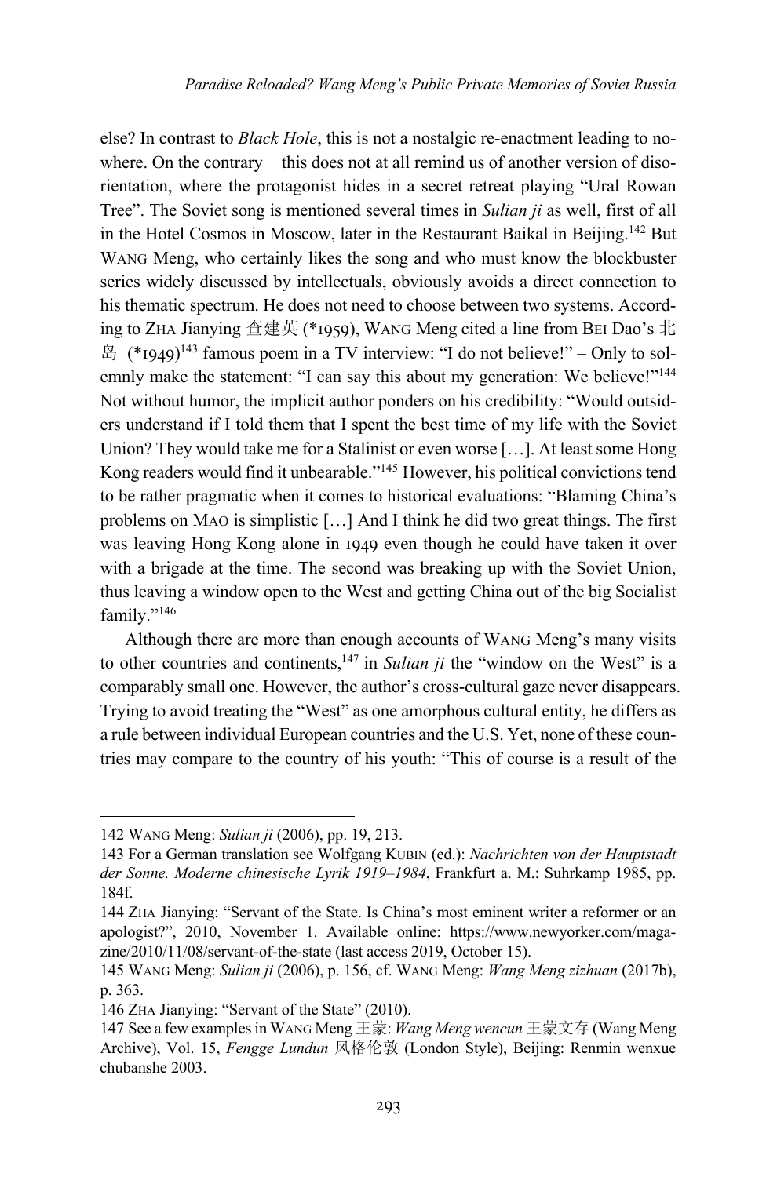else? In contrast to *Black Hole*, this is not a nostalgic re-enactment leading to nowhere. On the contrary − this does not at all remind us of another version of disorientation, where the protagonist hides in a secret retreat playing "Ural Rowan Tree". The Soviet song is mentioned several times in *Sulian ji* as well, first of all in the Hotel Cosmos in Moscow, later in the Restaurant Baikal in Beijing.[142] But WANG Meng, who certainly likes the song and who must know the blockbuster series widely discussed by intellectuals, obviously avoids a direct connection to his thematic spectrum. He does not need to choose between two systems. According to ZHA Jianying 查建英 (*1959), WANG Meng cited a line from BEI Dao's 北岛 (*1949)[143] famous poem in a TV interview: "I do not believe!" – Only to solemnly make the statement: "I can say this about my generation: We believe!"[144] Not without humor, the implicit author ponders on his credibility: "Would outsiders understand if I told them that I spent the best time of my life with the Soviet Union? They would take me for a Stalinist or even worse […]. At least some Hong Kong readers would find it unbearable."[145] However, his political convictions tend to be rather pragmatic when it comes to historical evaluations: "Blaming China's problems on MAO is simplistic […] And I think he did two great things. The first was leaving Hong Kong alone in 1949 even though he could have taken it over with a brigade at the time. The second was breaking up with the Soviet Union, thus leaving a window open to the West and getting China out of the big Socialist family."[146]

Although there are more than enough accounts of WANG Meng's many visits to other countries and continents,[147] in *Sulian ji* the "window on the West" is a comparably small one. However, the author's cross-cultural gaze never disappears. Trying to avoid treating the "West" as one amorphous cultural entity, he differs as a rule between individual European countries and the U.S. Yet, none of these countries may compare to the country of his youth: "This of course is a result of the

---

142 WANG Meng: *Sulian ji* (2006), pp. 19, 213.

143 For a German translation see Wolfgang KUBIN (ed.): *Nachrichten von der Hauptstadt der Sonne. Moderne chinesische Lyrik 1919–1984*, Frankfurt a. M.: Suhrkamp 1985, pp. 184f.

144 ZHA Jianying: "Servant of the State. Is China's most eminent writer a reformer or an apologist?", 2010, November 1. Available online: https://www.newyorker.com/magazine/2010/11/08/servant-of-the-state (last access 2019, October 15).

145 WANG Meng: *Sulian ji* (2006), p. 156, cf. WANG Meng: *Wang Meng zizhuan* (2017b), p. 363.

146 ZHA Jianying: "Servant of the State" (2010).

147 See a few examples in WANG Meng 王蒙: *Wang Meng wencun* 王蒙文存 (Wang Meng Archive), Vol. 15, *Fengge Lundun* 风格伦敦 (London Style), Beijing: Renmin wenxue chubanshe 2003.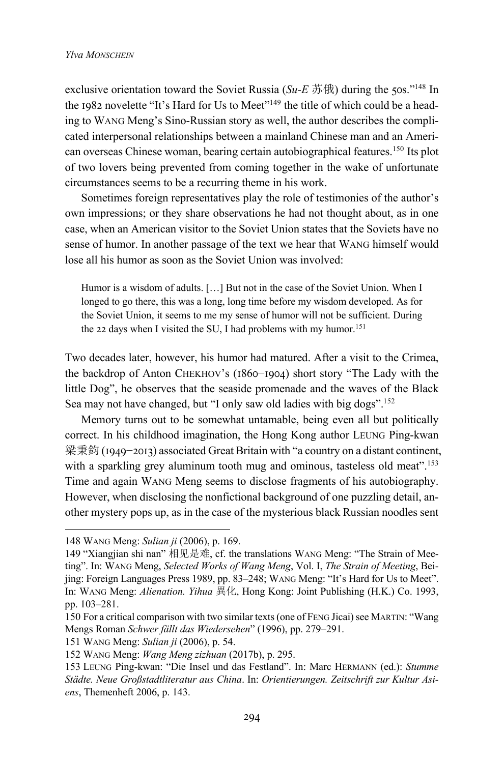exclusive orientation toward the Soviet Russia (*Su-E* 苏俄) during the 50s."[148] In the 1982 novelette "It's Hard for Us to Meet"[149] the title of which could be a heading to WANG Meng's Sino-Russian story as well, the author describes the complicated interpersonal relationships between a mainland Chinese man and an American overseas Chinese woman, bearing certain autobiographical features.[150] Its plot of two lovers being prevented from coming together in the wake of unfortunate circumstances seems to be a recurring theme in his work.

Sometimes foreign representatives play the role of testimonies of the author's own impressions; or they share observations he had not thought about, as in one case, when an American visitor to the Soviet Union states that the Soviets have no sense of humor. In another passage of the text we hear that WANG himself would lose all his humor as soon as the Soviet Union was involved:

> Humor is a wisdom of adults. […] But not in the case of the Soviet Union. When I longed to go there, this was a long, long time before my wisdom developed. As for the Soviet Union, it seems to me my sense of humor will not be sufficient. During the 22 days when I visited the SU, I had problems with my humor.[151]

Two decades later, however, his humor had matured. After a visit to the Crimea, the backdrop of Anton CHEKHOV's (1860–1904) short story "The Lady with the little Dog", he observes that the seaside promenade and the waves of the Black Sea may not have changed, but "I only saw old ladies with big dogs".[152]

Memory turns out to be somewhat untamable, being even all but politically correct. In his childhood imagination, the Hong Kong author LEUNG Ping-kwan 梁秉鈞 (1949–2013) associated Great Britain with "a country on a distant continent, with a sparkling grey aluminum tooth mug and ominous, tasteless old meat".[153] Time and again WANG Meng seems to disclose fragments of his autobiography. However, when disclosing the nonfictional background of one puzzling detail, another mystery pops up, as in the case of the mysterious black Russian noodles sent

---

148 WANG Meng: *Sulian ji* (2006), p. 169.

149 "Xiangjian shi nan" 相见是难, cf. the translations WANG Meng: "The Strain of Meeting". In: WANG Meng, *Selected Works of Wang Meng*, Vol. I, *The Strain of Meeting*, Beijing: Foreign Languages Press 1989, pp. 83–248; WANG Meng: "It's Hard for Us to Meet". In: WANG Meng: *Alienation. Yihua* 異化, Hong Kong: Joint Publishing (H.K.) Co. 1993, pp. 103–281.

150 For a critical comparison with two similar texts (one of FENG Jicai) see MARTIN: "Wang Mengs Roman *Schwer fällt das Wiedersehen*" (1996), pp. 279–291.

151 WANG Meng: *Sulian ji* (2006), p. 54.

152 WANG Meng: *Wang Meng zizhuan* (2017b), p. 295.

153 LEUNG Ping-kwan: "Die Insel und das Festland". In: Marc HERMANN (ed.): *Stumme Städte. Neue Großstadtliteratur aus China*. In: *Orientierungen. Zeitschrift zur Kultur Asiens*, Themenheft 2006, p. 143.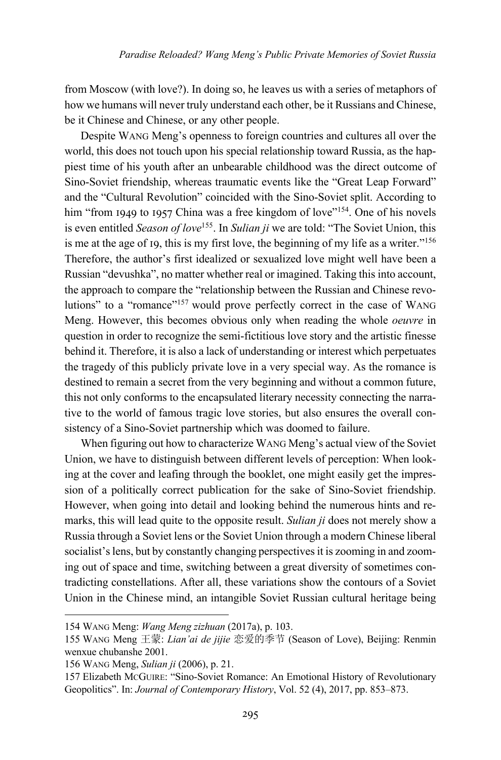from Moscow (with love?). In doing so, he leaves us with a series of metaphors of how we humans will never truly understand each other, be it Russians and Chinese, be it Chinese and Chinese, or any other people.

Despite WANG Meng's openness to foreign countries and cultures all over the world, this does not touch upon his special relationship toward Russia, as the happiest time of his youth after an unbearable childhood was the direct outcome of Sino-Soviet friendship, whereas traumatic events like the "Great Leap Forward" and the "Cultural Revolution" coincided with the Sino-Soviet split. According to him "from 1949 to 1957 China was a free kingdom of love"[154]. One of his novels is even entitled *Season of love*[155]. In *Sulian ji* we are told: "The Soviet Union, this is me at the age of 19, this is my first love, the beginning of my life as a writer."[156] Therefore, the author's first idealized or sexualized love might well have been a Russian "devushka", no matter whether real or imagined. Taking this into account, the approach to compare the "relationship between the Russian and Chinese revolutions" to a "romance"[157] would prove perfectly correct in the case of WANG Meng. However, this becomes obvious only when reading the whole *oeuvre* in question in order to recognize the semi-fictitious love story and the artistic finesse behind it. Therefore, it is also a lack of understanding or interest which perpetuates the tragedy of this publicly private love in a very special way. As the romance is destined to remain a secret from the very beginning and without a common future, this not only conforms to the encapsulated literary necessity connecting the narrative to the world of famous tragic love stories, but also ensures the overall consistency of a Sino-Soviet partnership which was doomed to failure.

When figuring out how to characterize WANG Meng's actual view of the Soviet Union, we have to distinguish between different levels of perception: When looking at the cover and leafing through the booklet, one might easily get the impression of a politically correct publication for the sake of Sino-Soviet friendship. However, when going into detail and looking behind the numerous hints and remarks, this will lead quite to the opposite result. *Sulian ji* does not merely show a Russia through a Soviet lens or the Soviet Union through a modern Chinese liberal socialist's lens, but by constantly changing perspectives it is zooming in and zooming out of space and time, switching between a great diversity of sometimes contradicting constellations. After all, these variations show the contours of a Soviet Union in the Chinese mind, an intangible Soviet Russian cultural heritage being

---

154 WANG Meng: *Wang Meng zizhuan* (2017a), p. 103.

155 WANG Meng 王蒙: *Lian'ai de jijie* 恋爱的季节 (Season of Love), Beijing: Renmin wenxue chubanshe 2001.

156 WANG Meng, *Sulian ji* (2006), p. 21.

157 Elizabeth MCGUIRE: "Sino-Soviet Romance: An Emotional History of Revolutionary Geopolitics". In: *Journal of Contemporary History*, Vol. 52 (4), 2017, pp. 853–873.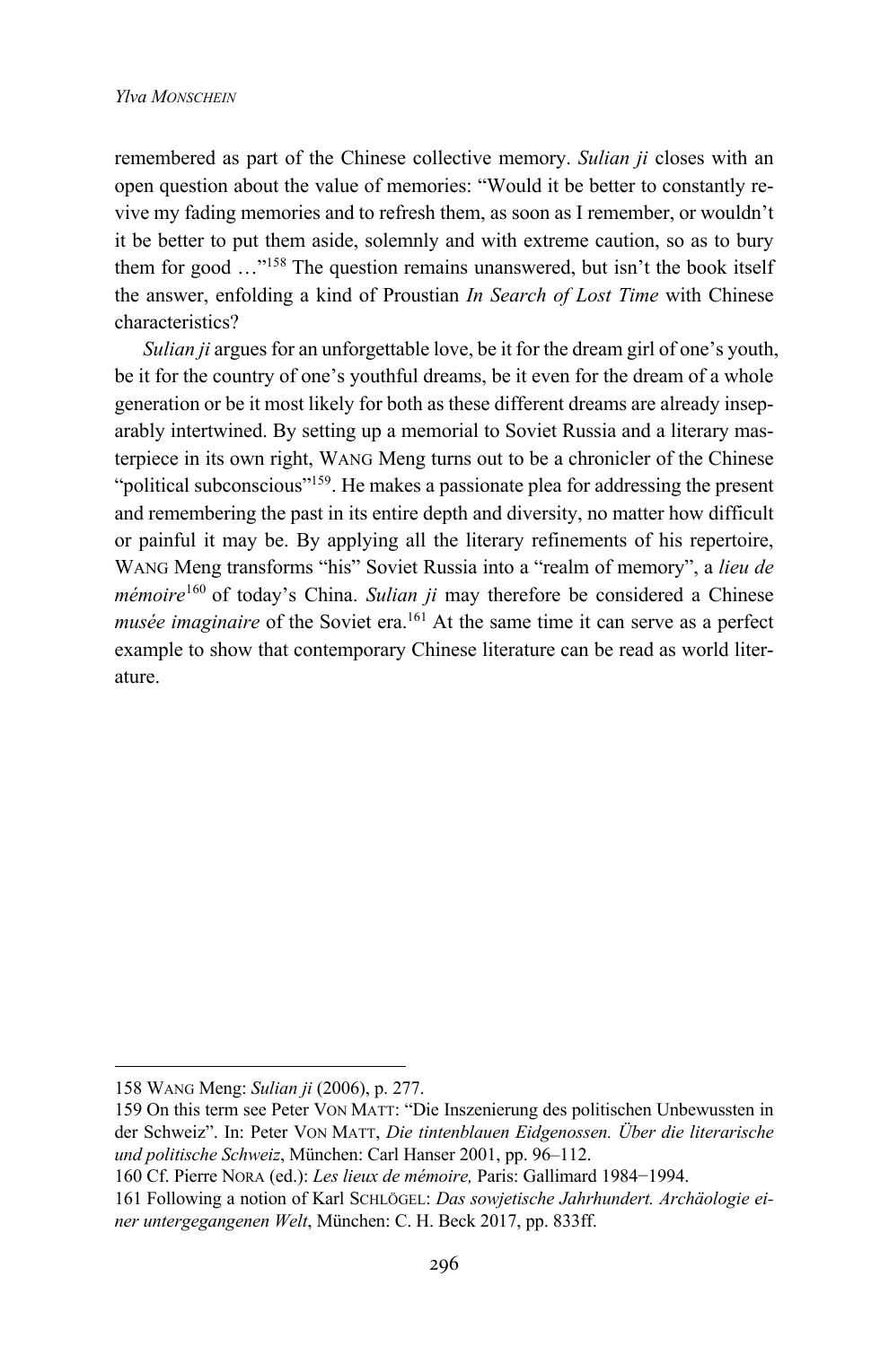remembered as part of the Chinese collective memory. *Sulian ji* closes with an open question about the value of memories: "Would it be better to constantly revive my fading memories and to refresh them, as soon as I remember, or wouldn't it be better to put them aside, solemnly and with extreme caution, so as to bury them for good …"[158] The question remains unanswered, but isn't the book itself the answer, enfolding a kind of Proustian *In Search of Lost Time* with Chinese characteristics?

*Sulian ji* argues for an unforgettable love, be it for the dream girl of one's youth, be it for the country of one's youthful dreams, be it even for the dream of a whole generation or be it most likely for both as these different dreams are already inseparably intertwined. By setting up a memorial to Soviet Russia and a literary masterpiece in its own right, WANG Meng turns out to be a chronicler of the Chinese "political subconscious"[159]. He makes a passionate plea for addressing the present and remembering the past in its entire depth and diversity, no matter how difficult or painful it may be. By applying all the literary refinements of his repertoire, WANG Meng transforms "his" Soviet Russia into a "realm of memory", a *lieu de mémoire*[160] of today's China. *Sulian ji* may therefore be considered a Chinese *musée imaginaire* of the Soviet era.[161] At the same time it can serve as a perfect example to show that contemporary Chinese literature can be read as world literature.

---

158 WANG Meng: *Sulian ji* (2006), p. 277.

159 On this term see Peter VON MATT: "Die Inszenierung des politischen Unbewussten in der Schweiz". In: Peter VON MATT, *Die tintenblauen Eidgenossen. Über die literarische und politische Schweiz*, München: Carl Hanser 2001, pp. 96–112.

160 Cf. Pierre NORA (ed.): *Les lieux de mémoire,* Paris: Gallimard 1984−1994.

161 Following a notion of Karl SCHLÖGEL: *Das sowjetische Jahrhundert. Archäologie einer untergegangenen Welt*, München: C. H. Beck 2017, pp. 833ff.